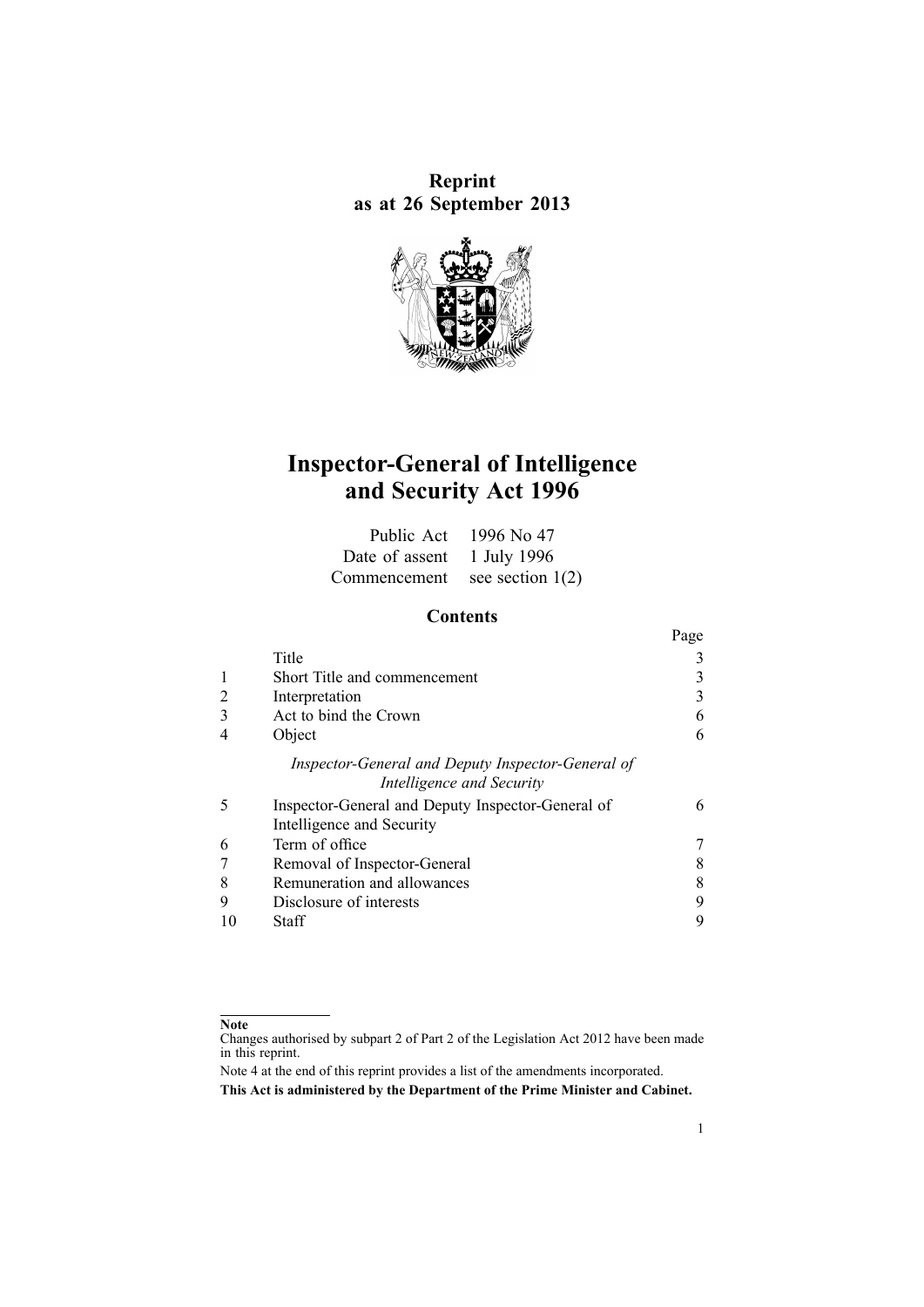**Reprint as at 26 September 2013**

# Inspector-General of Intelligence and Security Act 1996

| | |
|---|---|
| Public Act | 1996 No 47 |
| Date of assent | 1 July 1996 |
| Commencement | see section 1(2) |

## Contents

| | | Page |
|---|---|---|
| | Title | 3 |
| 1 | Short Title and commencement | 3 |
| 2 | Interpretation | 3 |
| 3 | Act to bind the Crown | 6 |
| 4 | Object | 6 |
| | *Inspector-General and Deputy Inspector-General of Intelligence and Security* | |
| 5 | Inspector-General and Deputy Inspector-General of Intelligence and Security | 6 |
| 6 | Term of office | 7 |
| 7 | Removal of Inspector-General | 8 |
| 8 | Remuneration and allowances | 8 |
| 9 | Disclosure of interests | 9 |
| 10 | Staff | 9 |

**Note**

Changes authorised by subpart 2 of Part 2 of the Legislation Act 2012 have been made in this reprint.

Note 4 at the end of this reprint provides a list of the amendments incorporated.

**This Act is administered by the Department of the Prime Minister and Cabinet.**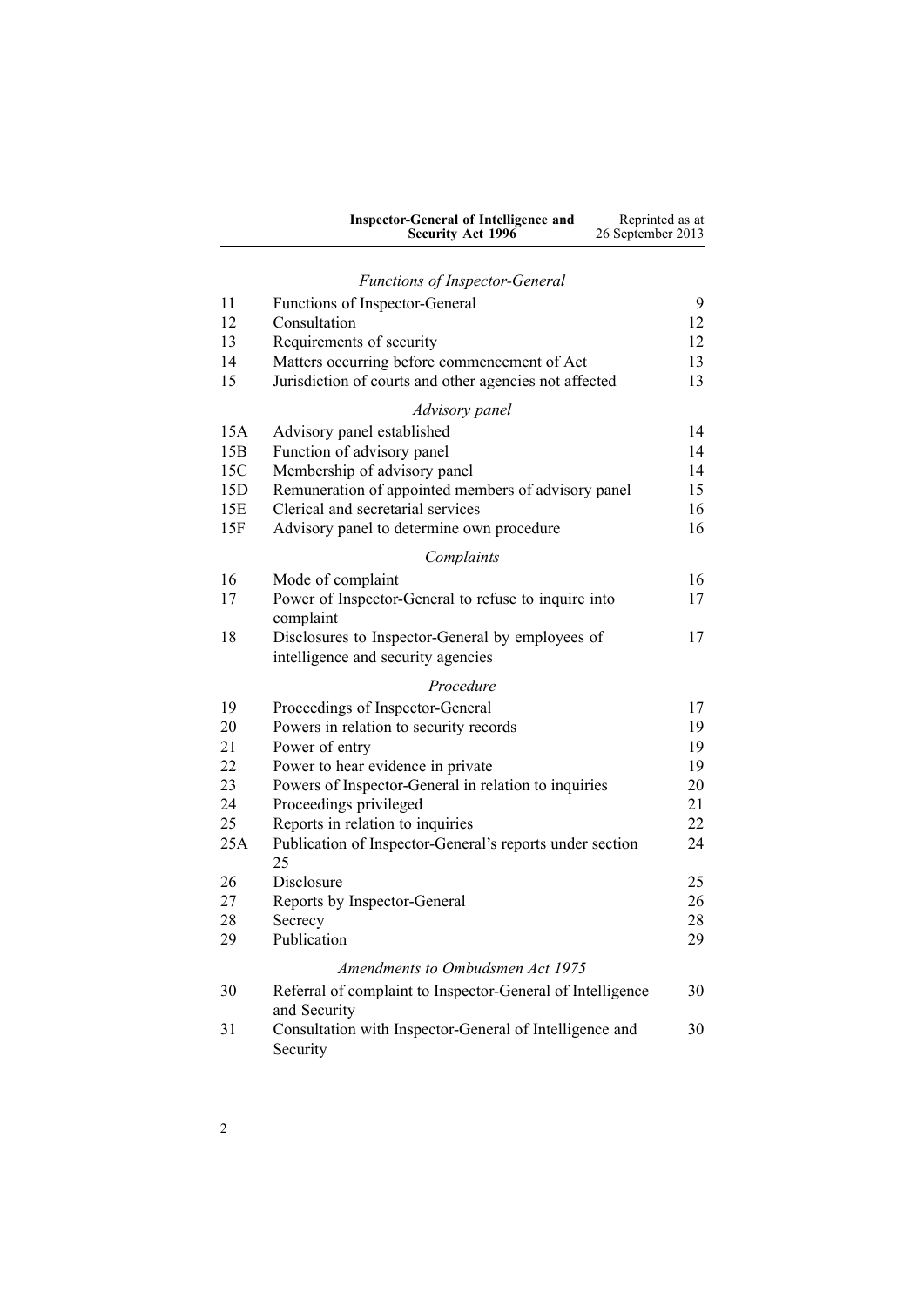*Functions of Inspector-General*

| | | |
|---|---|---|
| 11 | Functions of Inspector-General | 9 |
| 12 | Consultation | 12 |
| 13 | Requirements of security | 12 |
| 14 | Matters occurring before commencement of Act | 13 |
| 15 | Jurisdiction of courts and other agencies not affected | 13 |

*Advisory panel*

| | | |
|---|---|---|
| 15A | Advisory panel established | 14 |
| 15B | Function of advisory panel | 14 |
| 15C | Membership of advisory panel | 14 |
| 15D | Remuneration of appointed members of advisory panel | 15 |
| 15E | Clerical and secretarial services | 16 |
| 15F | Advisory panel to determine own procedure | 16 |

*Complaints*

| | | |
|---|---|---|
| 16 | Mode of complaint | 16 |
| 17 | Power of Inspector-General to refuse to inquire into complaint | 17 |
| 18 | Disclosures to Inspector-General by employees of intelligence and security agencies | 17 |

*Procedure*

| | | |
|---|---|---|
| 19 | Proceedings of Inspector-General | 17 |
| 20 | Powers in relation to security records | 19 |
| 21 | Power of entry | 19 |
| 22 | Power to hear evidence in private | 19 |
| 23 | Powers of Inspector-General in relation to inquiries | 20 |
| 24 | Proceedings privileged | 21 |
| 25 | Reports in relation to inquiries | 22 |
| 25A | Publication of Inspector-General's reports under section 25 | 24 |
| 26 | Disclosure | 25 |
| 27 | Reports by Inspector-General | 26 |
| 28 | Secrecy | 28 |
| 29 | Publication | 29 |

*Amendments to Ombudsmen Act 1975*

| | | |
|---|---|---|
| 30 | Referral of complaint to Inspector-General of Intelligence and Security | 30 |
| 31 | Consultation with Inspector-General of Intelligence and Security | 30 |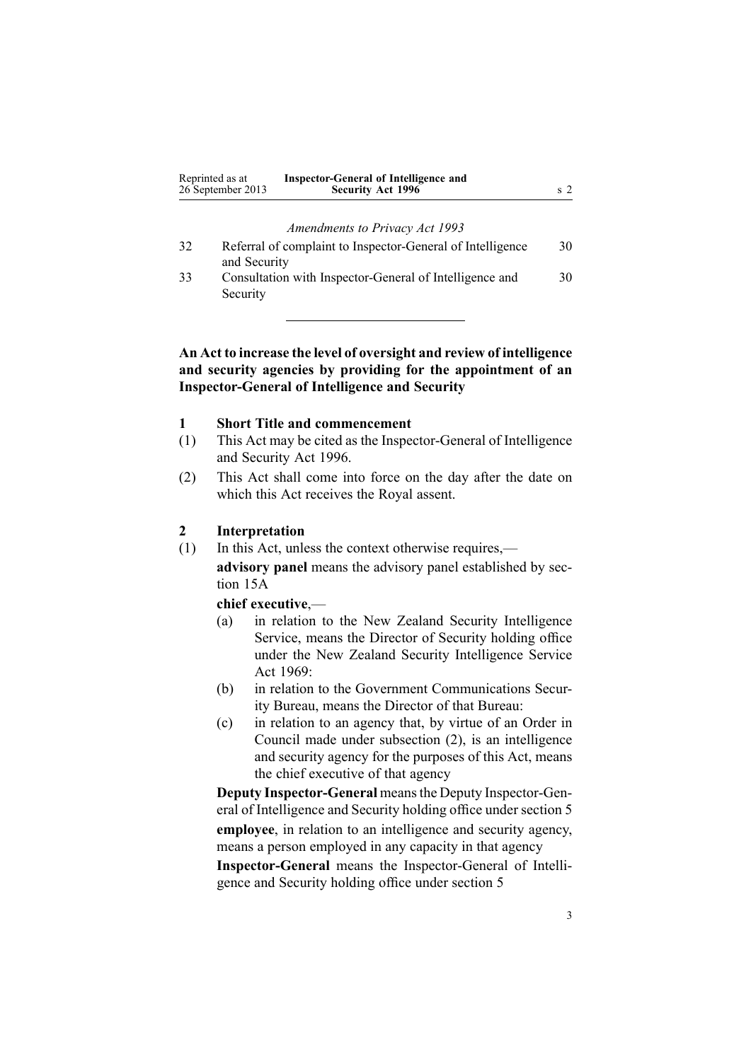*Amendments to Privacy Act 1993*

| | | |
|---|---|---|
| 32 | Referral of complaint to Inspector-General of Intelligence and Security | 30 |
| 33 | Consultation with Inspector-General of Intelligence and Security | 30 |

---

**An Act to increase the level of oversight and review of intelligence and security agencies by providing for the appointment of an Inspector-General of Intelligence and Security**

### 1 Short Title and commencement

(1) This Act may be cited as the Inspector-General of Intelligence and Security Act 1996.

(2) This Act shall come into force on the day after the date on which this Act receives the Royal assent.

### 2 Interpretation

(1) In this Act, unless the context otherwise requires,—

**advisory panel** means the advisory panel established by section 15A

**chief executive**,—

- (a) in relation to the New Zealand Security Intelligence Service, means the Director of Security holding office under the New Zealand Security Intelligence Service Act 1969:
- (b) in relation to the Government Communications Security Bureau, means the Director of that Bureau:
- (c) in relation to an agency that, by virtue of an Order in Council made under subsection (2), is an intelligence and security agency for the purposes of this Act, means the chief executive of that agency

**Deputy Inspector-General** means the Deputy Inspector-General of Intelligence and Security holding office under section 5

**employee**, in relation to an intelligence and security agency, means a person employed in any capacity in that agency

**Inspector-General** means the Inspector-General of Intelligence and Security holding office under section 5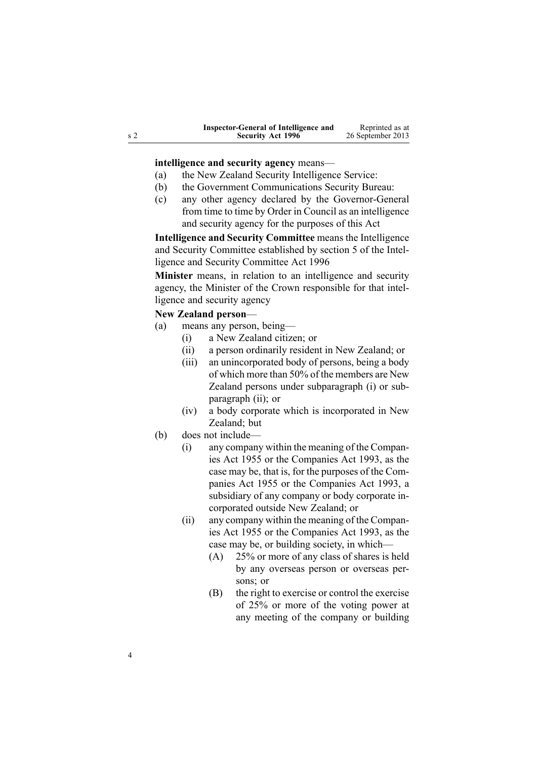**intelligence and security agency** means—

(a) the New Zealand Security Intelligence Service:

(b) the Government Communications Security Bureau:

(c) any other agency declared by the Governor-General from time to time by Order in Council as an intelligence and security agency for the purposes of this Act

**Intelligence and Security Committee** means the Intelligence and Security Committee established by section 5 of the Intelligence and Security Committee Act 1996

**Minister** means, in relation to an intelligence and security agency, the Minister of the Crown responsible for that intelligence and security agency

**New Zealand person**—

(a) means any person, being—

  (i) a New Zealand citizen; or

  (ii) a person ordinarily resident in New Zealand; or

  (iii) an unincorporated body of persons, being a body of which more than 50% of the members are New Zealand persons under subparagraph (i) or subparagraph (ii); or

  (iv) a body corporate which is incorporated in New Zealand; but

(b) does not include—

  (i) any company within the meaning of the Companies Act 1955 or the Companies Act 1993, as the case may be, that is, for the purposes of the Companies Act 1955 or the Companies Act 1993, a subsidiary of any company or body corporate incorporated outside New Zealand; or

  (ii) any company within the meaning of the Companies Act 1955 or the Companies Act 1993, as the case may be, or building society, in which—

    (A) 25% or more of any class of shares is held by any overseas person or overseas persons; or

    (B) the right to exercise or control the exercise of 25% or more of the voting power at any meeting of the company or building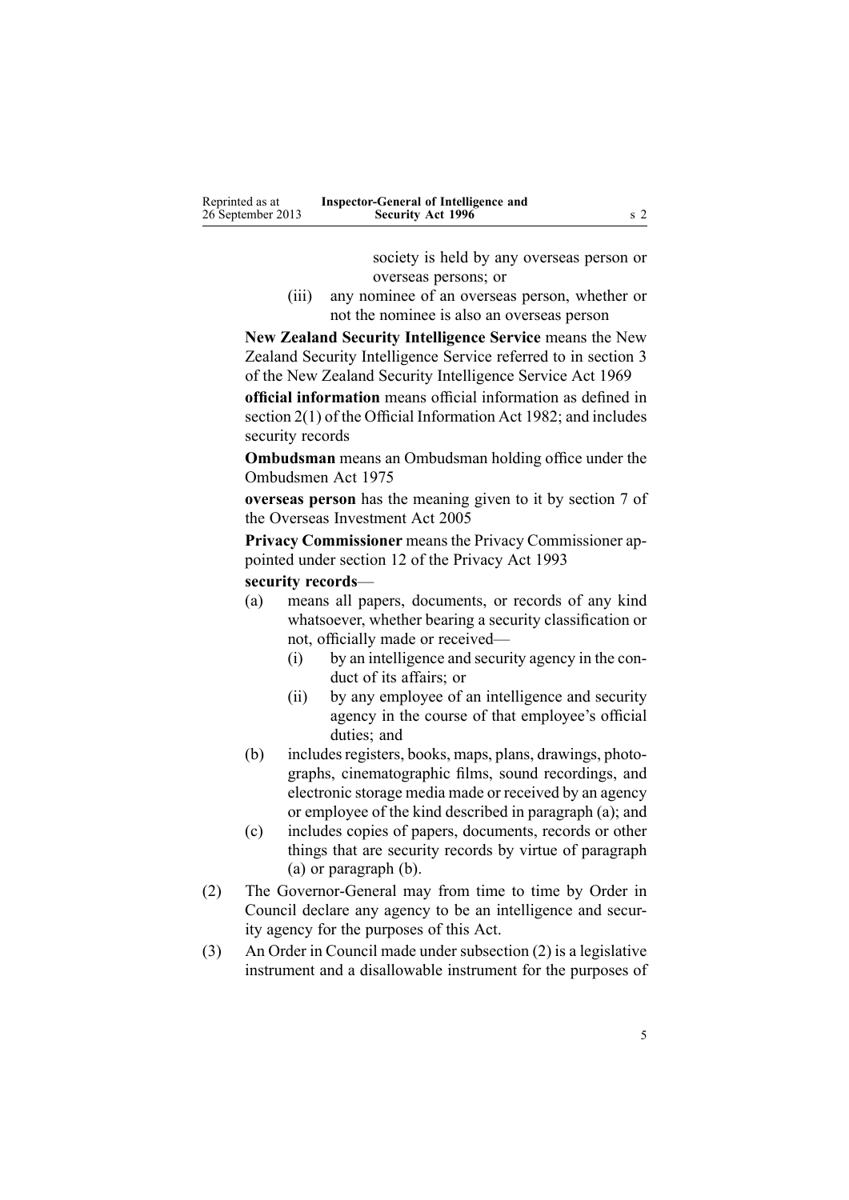society is held by any overseas person or overseas persons; or

(iii) any nominee of an overseas person, whether or not the nominee is also an overseas person

**New Zealand Security Intelligence Service** means the New Zealand Security Intelligence Service referred to in section 3 of the New Zealand Security Intelligence Service Act 1969

**official information** means official information as defined in section 2(1) of the Official Information Act 1982; and includes security records

**Ombudsman** means an Ombudsman holding office under the Ombudsmen Act 1975

**overseas person** has the meaning given to it by section 7 of the Overseas Investment Act 2005

**Privacy Commissioner** means the Privacy Commissioner appointed under section 12 of the Privacy Act 1993

**security records**—

(a) means all papers, documents, or records of any kind whatsoever, whether bearing a security classification or not, officially made or received—

  (i) by an intelligence and security agency in the conduct of its affairs; or

  (ii) by any employee of an intelligence and security agency in the course of that employee's official duties; and

(b) includes registers, books, maps, plans, drawings, photographs, cinematographic films, sound recordings, and electronic storage media made or received by an agency or employee of the kind described in paragraph (a); and

(c) includes copies of papers, documents, records or other things that are security records by virtue of paragraph (a) or paragraph (b).

(2) The Governor-General may from time to time by Order in Council declare any agency to be an intelligence and security agency for the purposes of this Act.

(3) An Order in Council made under subsection (2) is a legislative instrument and a disallowable instrument for the purposes of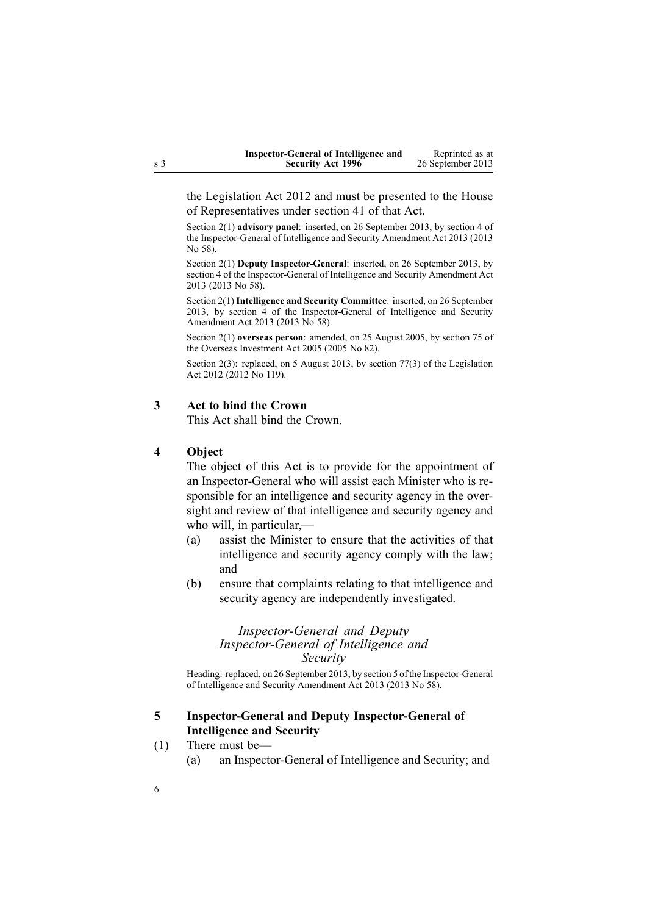the Legislation Act 2012 and must be presented to the House of Representatives under section 41 of that Act.

Section 2(1) **advisory panel**: inserted, on 26 September 2013, by section 4 of the Inspector-General of Intelligence and Security Amendment Act 2013 (2013 No 58).

Section 2(1) **Deputy Inspector-General**: inserted, on 26 September 2013, by section 4 of the Inspector-General of Intelligence and Security Amendment Act 2013 (2013 No 58).

Section 2(1) **Intelligence and Security Committee**: inserted, on 26 September 2013, by section 4 of the Inspector-General of Intelligence and Security Amendment Act 2013 (2013 No 58).

Section 2(1) **overseas person**: amended, on 25 August 2005, by section 75 of the Overseas Investment Act 2005 (2005 No 82).

Section 2(3): replaced, on 5 August 2013, by section 77(3) of the Legislation Act 2012 (2012 No 119).

### 3 Act to bind the Crown

This Act shall bind the Crown.

### 4 Object

The object of this Act is to provide for the appointment of an Inspector-General who will assist each Minister who is responsible for an intelligence and security agency in the oversight and review of that intelligence and security agency and who will, in particular,—

(a) assist the Minister to ensure that the activities of that intelligence and security agency comply with the law; and

(b) ensure that complaints relating to that intelligence and security agency are independently investigated.

*Inspector-General and Deputy Inspector-General of Intelligence and Security*

Heading: replaced, on 26 September 2013, by section 5 of the Inspector-General of Intelligence and Security Amendment Act 2013 (2013 No 58).

### 5 Inspector-General and Deputy Inspector-General of Intelligence and Security

(1) There must be—

(a) an Inspector-General of Intelligence and Security; and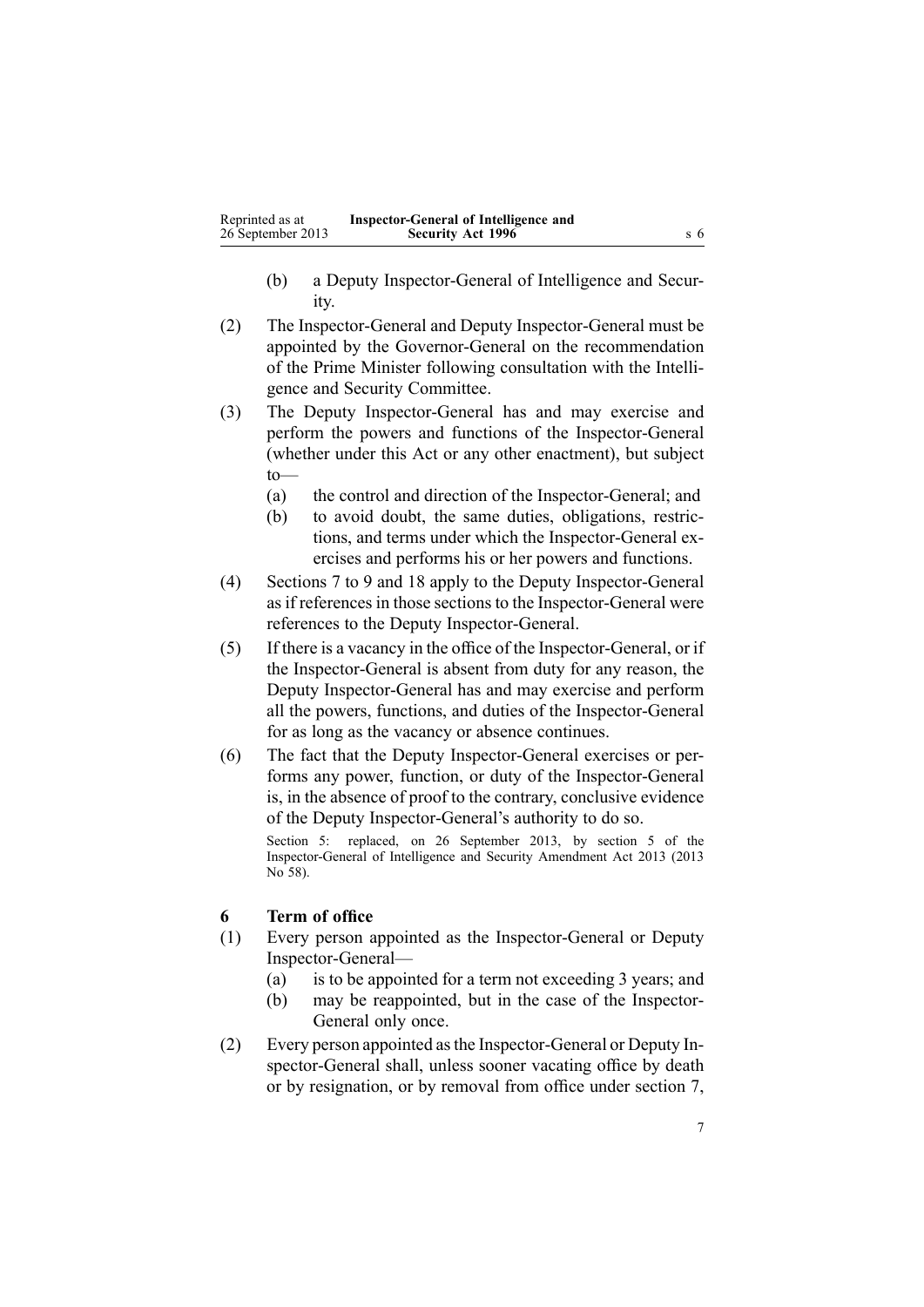(b) a Deputy Inspector-General of Intelligence and Security.

(2) The Inspector-General and Deputy Inspector-General must be appointed by the Governor-General on the recommendation of the Prime Minister following consultation with the Intelligence and Security Committee.

(3) The Deputy Inspector-General has and may exercise and perform the powers and functions of the Inspector-General (whether under this Act or any other enactment), but subject to—

(a) the control and direction of the Inspector-General; and

(b) to avoid doubt, the same duties, obligations, restrictions, and terms under which the Inspector-General exercises and performs his or her powers and functions.

(4) Sections 7 to 9 and 18 apply to the Deputy Inspector-General as if references in those sections to the Inspector-General were references to the Deputy Inspector-General.

(5) If there is a vacancy in the office of the Inspector-General, or if the Inspector-General is absent from duty for any reason, the Deputy Inspector-General has and may exercise and perform all the powers, functions, and duties of the Inspector-General for as long as the vacancy or absence continues.

(6) The fact that the Deputy Inspector-General exercises or performs any power, function, or duty of the Inspector-General is, in the absence of proof to the contrary, conclusive evidence of the Deputy Inspector-General's authority to do so.

Section 5: replaced, on 26 September 2013, by section 5 of the Inspector-General of Intelligence and Security Amendment Act 2013 (2013 No 58).

### 6 Term of office

(1) Every person appointed as the Inspector-General or Deputy Inspector-General—

(a) is to be appointed for a term not exceeding 3 years; and

(b) may be reappointed, but in the case of the Inspector-General only once.

(2) Every person appointed as the Inspector-General or Deputy Inspector-General shall, unless sooner vacating office by death or by resignation, or by removal from office under section 7,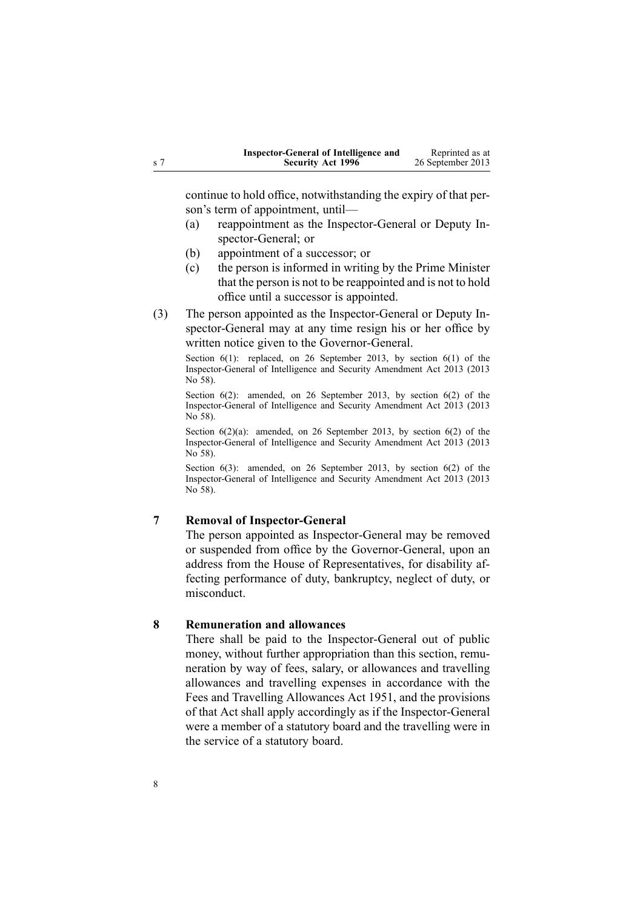continue to hold office, notwithstanding the expiry of that person's term of appointment, until—

- (a) reappointment as the Inspector-General or Deputy Inspector-General; or
- (b) appointment of a successor; or
- (c) the person is informed in writing by the Prime Minister that the person is not to be reappointed and is not to hold office until a successor is appointed.

(3) The person appointed as the Inspector-General or Deputy Inspector-General may at any time resign his or her office by written notice given to the Governor-General.

Section 6(1): replaced, on 26 September 2013, by section 6(1) of the Inspector-General of Intelligence and Security Amendment Act 2013 (2013 No 58).

Section 6(2): amended, on 26 September 2013, by section 6(2) of the Inspector-General of Intelligence and Security Amendment Act 2013 (2013 No 58).

Section 6(2)(a): amended, on 26 September 2013, by section 6(2) of the Inspector-General of Intelligence and Security Amendment Act 2013 (2013 No 58).

Section 6(3): amended, on 26 September 2013, by section 6(2) of the Inspector-General of Intelligence and Security Amendment Act 2013 (2013 No 58).

### 7 Removal of Inspector-General

The person appointed as Inspector-General may be removed or suspended from office by the Governor-General, upon an address from the House of Representatives, for disability affecting performance of duty, bankruptcy, neglect of duty, or misconduct.

### 8 Remuneration and allowances

There shall be paid to the Inspector-General out of public money, without further appropriation than this section, remuneration by way of fees, salary, or allowances and travelling allowances and travelling expenses in accordance with the Fees and Travelling Allowances Act 1951, and the provisions of that Act shall apply accordingly as if the Inspector-General were a member of a statutory board and the travelling were in the service of a statutory board.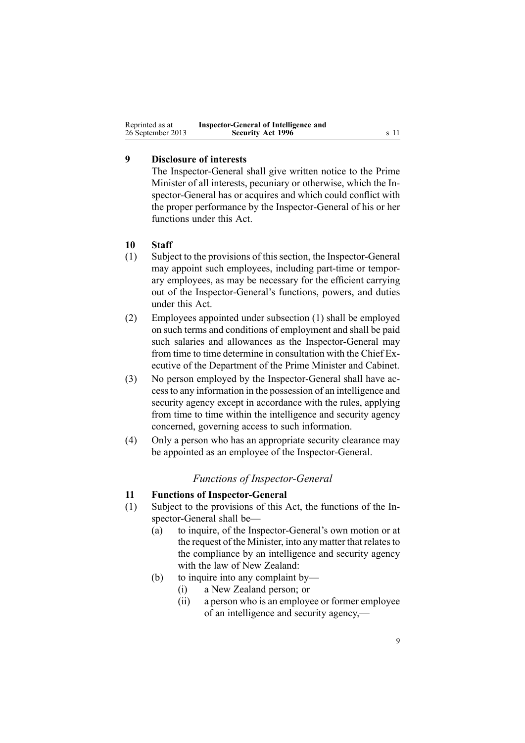## 9 Disclosure of interests

The Inspector-General shall give written notice to the Prime Minister of all interests, pecuniary or otherwise, which the Inspector-General has or acquires and which could conflict with the proper performance by the Inspector-General of his or her functions under this Act.

## 10 Staff

(1) Subject to the provisions of this section, the Inspector-General may appoint such employees, including part-time or temporary employees, as may be necessary for the efficient carrying out of the Inspector-General's functions, powers, and duties under this Act.

(2) Employees appointed under subsection (1) shall be employed on such terms and conditions of employment and shall be paid such salaries and allowances as the Inspector-General may from time to time determine in consultation with the Chief Executive of the Department of the Prime Minister and Cabinet.

(3) No person employed by the Inspector-General shall have access to any information in the possession of an intelligence and security agency except in accordance with the rules, applying from time to time within the intelligence and security agency concerned, governing access to such information.

(4) Only a person who has an appropriate security clearance may be appointed as an employee of the Inspector-General.

### *Functions of Inspector-General*

## 11 Functions of Inspector-General

(1) Subject to the provisions of this Act, the functions of the Inspector-General shall be—

(a) to inquire, of the Inspector-General's own motion or at the request of the Minister, into any matter that relates to the compliance by an intelligence and security agency with the law of New Zealand:

(b) to inquire into any complaint by—

(i) a New Zealand person; or

(ii) a person who is an employee or former employee of an intelligence and security agency,—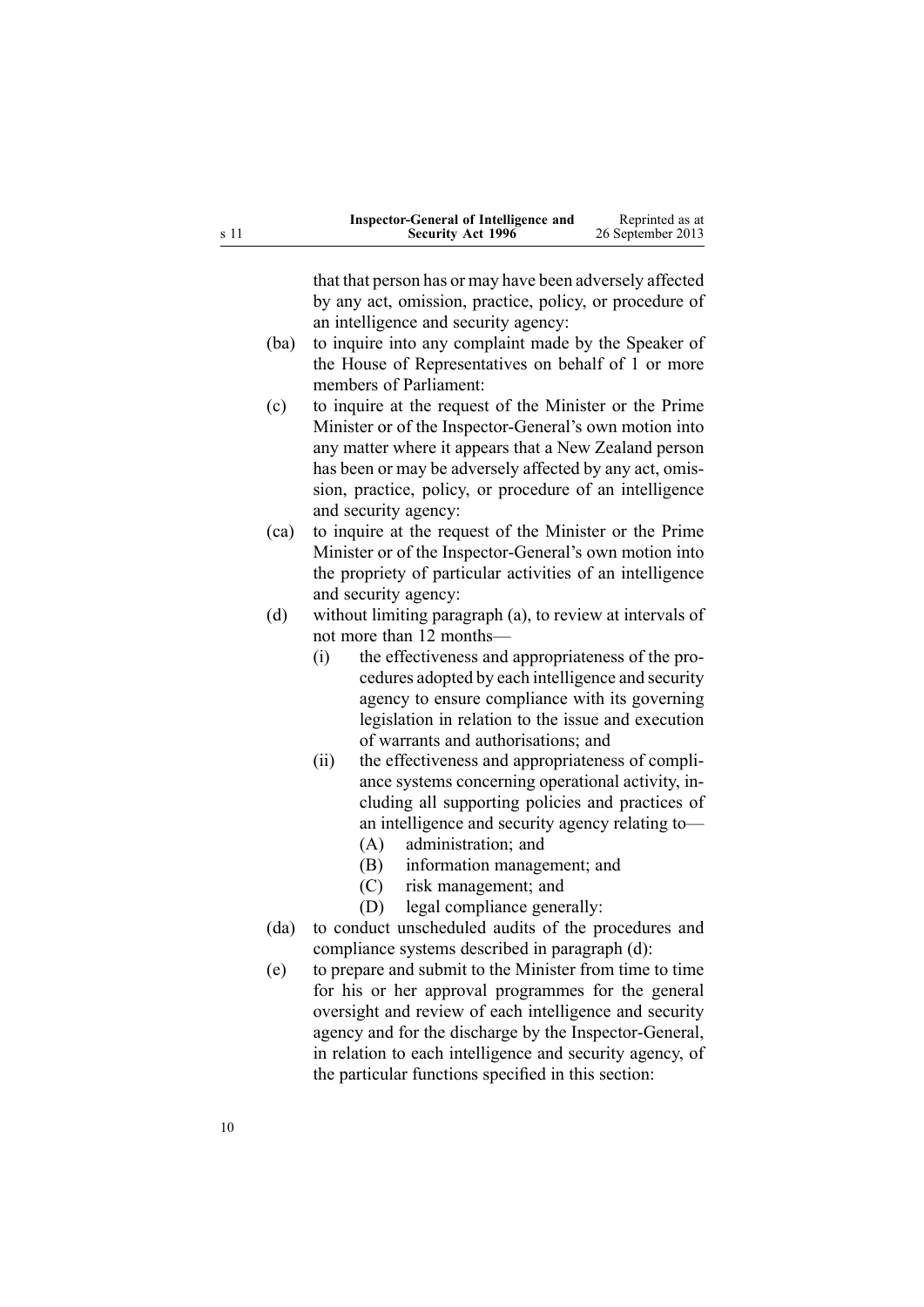that that person has or may have been adversely affected by any act, omission, practice, policy, or procedure of an intelligence and security agency:

(ba) to inquire into any complaint made by the Speaker of the House of Representatives on behalf of 1 or more members of Parliament:

(c) to inquire at the request of the Minister or the Prime Minister or of the Inspector-General's own motion into any matter where it appears that a New Zealand person has been or may be adversely affected by any act, omission, practice, policy, or procedure of an intelligence and security agency:

(ca) to inquire at the request of the Minister or the Prime Minister or of the Inspector-General's own motion into the propriety of particular activities of an intelligence and security agency:

(d) without limiting paragraph (a), to review at intervals of not more than 12 months—

   (i) the effectiveness and appropriateness of the procedures adopted by each intelligence and security agency to ensure compliance with its governing legislation in relation to the issue and execution of warrants and authorisations; and

   (ii) the effectiveness and appropriateness of compliance systems concerning operational activity, including all supporting policies and practices of an intelligence and security agency relating to—

      (A) administration; and

      (B) information management; and

      (C) risk management; and

      (D) legal compliance generally:

(da) to conduct unscheduled audits of the procedures and compliance systems described in paragraph (d):

(e) to prepare and submit to the Minister from time to time for his or her approval programmes for the general oversight and review of each intelligence and security agency and for the discharge by the Inspector-General, in relation to each intelligence and security agency, of the particular functions specified in this section: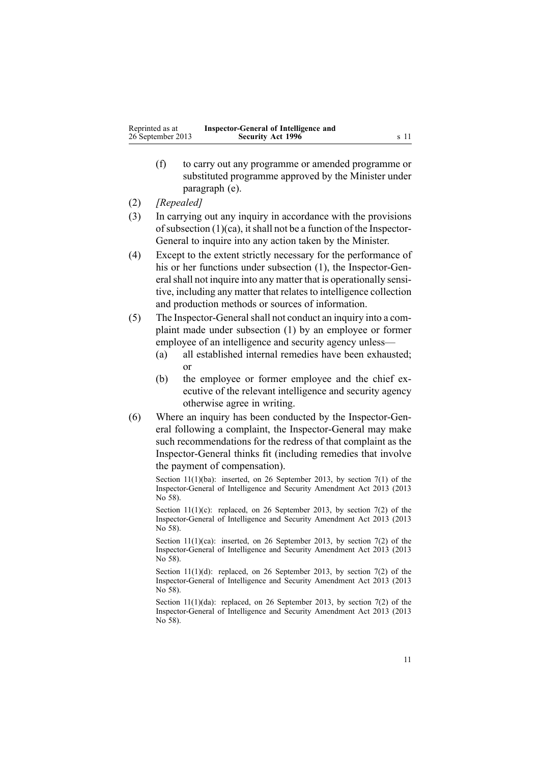(f) to carry out any programme or amended programme or substituted programme approved by the Minister under paragraph (e).

(2) *[Repealed]*

(3) In carrying out any inquiry in accordance with the provisions of subsection (1)(ca), it shall not be a function of the Inspector-General to inquire into any action taken by the Minister.

(4) Except to the extent strictly necessary for the performance of his or her functions under subsection (1), the Inspector-General shall not inquire into any matter that is operationally sensitive, including any matter that relates to intelligence collection and production methods or sources of information.

(5) The Inspector-General shall not conduct an inquiry into a complaint made under subsection (1) by an employee or former employee of an intelligence and security agency unless—

(a) all established internal remedies have been exhausted; or

(b) the employee or former employee and the chief executive of the relevant intelligence and security agency otherwise agree in writing.

(6) Where an inquiry has been conducted by the Inspector-General following a complaint, the Inspector-General may make such recommendations for the redress of that complaint as the Inspector-General thinks fit (including remedies that involve the payment of compensation).

Section 11(1)(ba): inserted, on 26 September 2013, by section 7(1) of the Inspector-General of Intelligence and Security Amendment Act 2013 (2013 No 58).

Section 11(1)(c): replaced, on 26 September 2013, by section 7(2) of the Inspector-General of Intelligence and Security Amendment Act 2013 (2013 No 58).

Section 11(1)(ca): inserted, on 26 September 2013, by section 7(2) of the Inspector-General of Intelligence and Security Amendment Act 2013 (2013 No 58).

Section 11(1)(d): replaced, on 26 September 2013, by section 7(2) of the Inspector-General of Intelligence and Security Amendment Act 2013 (2013 No 58).

Section 11(1)(da): replaced, on 26 September 2013, by section 7(2) of the Inspector-General of Intelligence and Security Amendment Act 2013 (2013 No 58).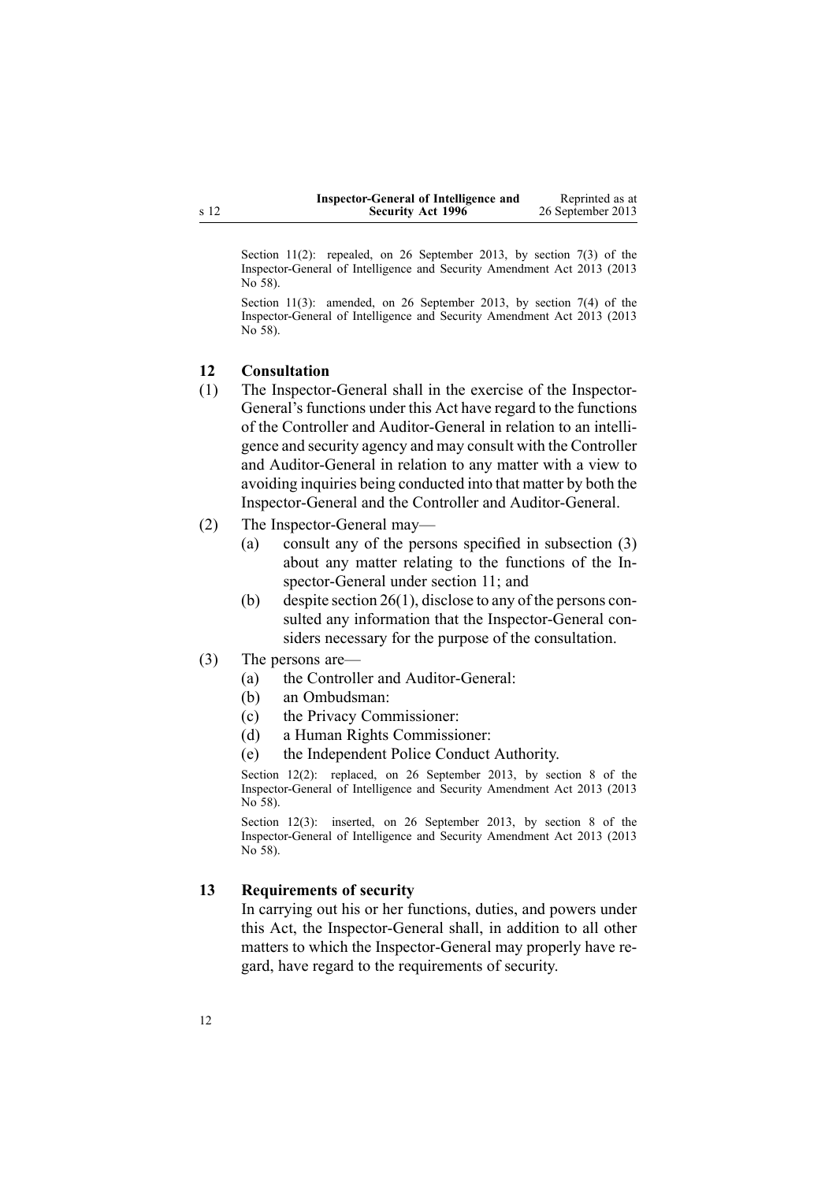Section 11(2): repealed, on 26 September 2013, by section 7(3) of the Inspector-General of Intelligence and Security Amendment Act 2013 (2013 No 58).

Section 11(3): amended, on 26 September 2013, by section 7(4) of the Inspector-General of Intelligence and Security Amendment Act 2013 (2013 No 58).

### 12 Consultation

(1) The Inspector-General shall in the exercise of the Inspector-General's functions under this Act have regard to the functions of the Controller and Auditor-General in relation to an intelligence and security agency and may consult with the Controller and Auditor-General in relation to any matter with a view to avoiding inquiries being conducted into that matter by both the Inspector-General and the Controller and Auditor-General.

(2) The Inspector-General may—

- (a) consult any of the persons specified in subsection (3) about any matter relating to the functions of the Inspector-General under section 11; and
- (b) despite section 26(1), disclose to any of the persons consulted any information that the Inspector-General considers necessary for the purpose of the consultation.

(3) The persons are—

- (a) the Controller and Auditor-General:
- (b) an Ombudsman:
- (c) the Privacy Commissioner:
- (d) a Human Rights Commissioner:
- (e) the Independent Police Conduct Authority.

Section 12(2): replaced, on 26 September 2013, by section 8 of the Inspector-General of Intelligence and Security Amendment Act 2013 (2013 No 58).

Section 12(3): inserted, on 26 September 2013, by section 8 of the Inspector-General of Intelligence and Security Amendment Act 2013 (2013 No 58).

### 13 Requirements of security

In carrying out his or her functions, duties, and powers under this Act, the Inspector-General shall, in addition to all other matters to which the Inspector-General may properly have regard, have regard to the requirements of security.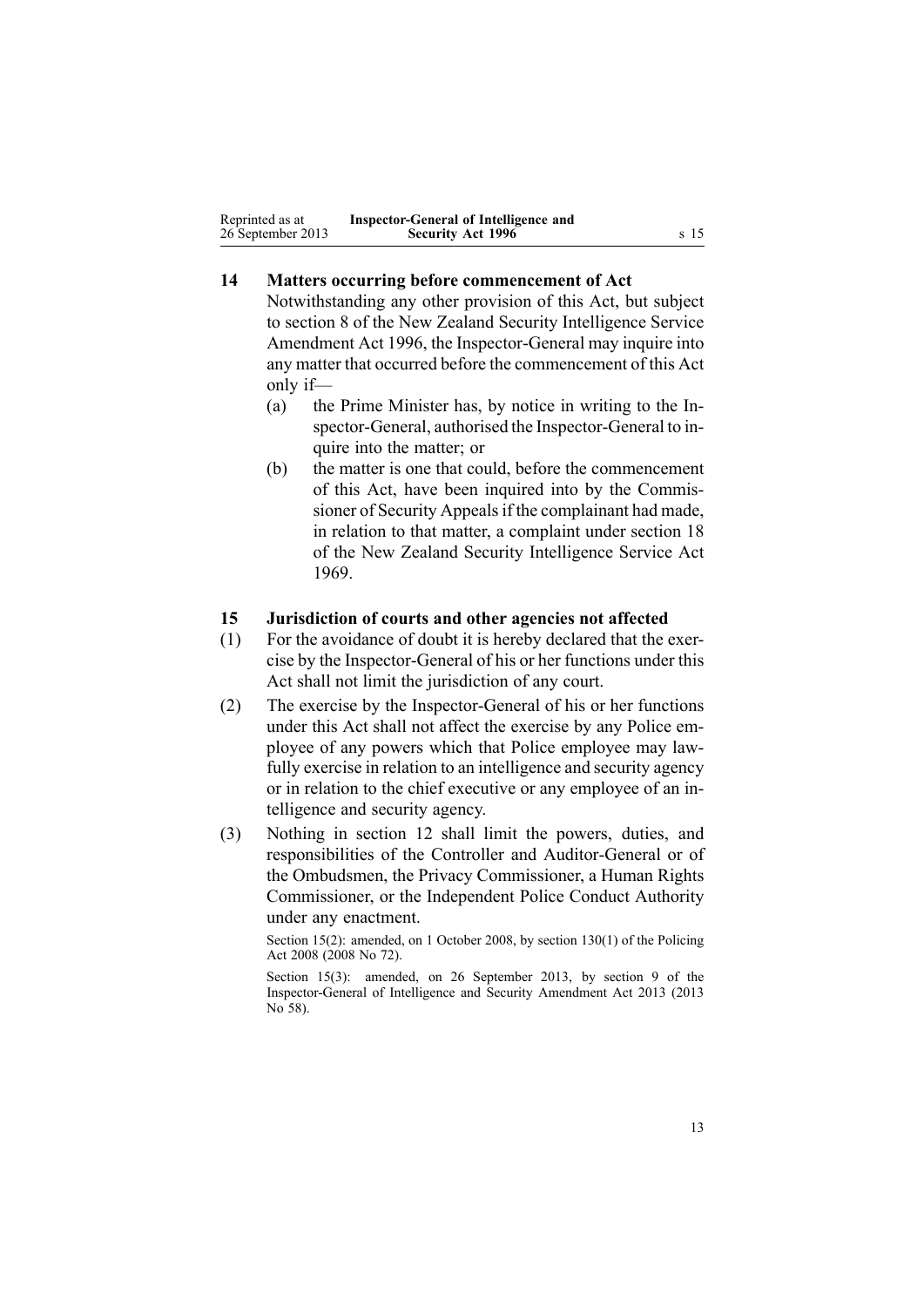## 14 Matters occurring before commencement of Act

Notwithstanding any other provision of this Act, but subject to section 8 of the New Zealand Security Intelligence Service Amendment Act 1996, the Inspector-General may inquire into any matter that occurred before the commencement of this Act only if—

(a) the Prime Minister has, by notice in writing to the Inspector-General, authorised the Inspector-General to inquire into the matter; or

(b) the matter is one that could, before the commencement of this Act, have been inquired into by the Commissioner of Security Appeals if the complainant had made, in relation to that matter, a complaint under section 18 of the New Zealand Security Intelligence Service Act 1969.

## 15 Jurisdiction of courts and other agencies not affected

(1) For the avoidance of doubt it is hereby declared that the exercise by the Inspector-General of his or her functions under this Act shall not limit the jurisdiction of any court.

(2) The exercise by the Inspector-General of his or her functions under this Act shall not affect the exercise by any Police employee of any powers which that Police employee may lawfully exercise in relation to an intelligence and security agency or in relation to the chief executive or any employee of an intelligence and security agency.

(3) Nothing in section 12 shall limit the powers, duties, and responsibilities of the Controller and Auditor-General or of the Ombudsmen, the Privacy Commissioner, a Human Rights Commissioner, or the Independent Police Conduct Authority under any enactment.

Section 15(2): amended, on 1 October 2008, by section 130(1) of the Policing Act 2008 (2008 No 72).

Section 15(3): amended, on 26 September 2013, by section 9 of the Inspector-General of Intelligence and Security Amendment Act 2013 (2013 No 58).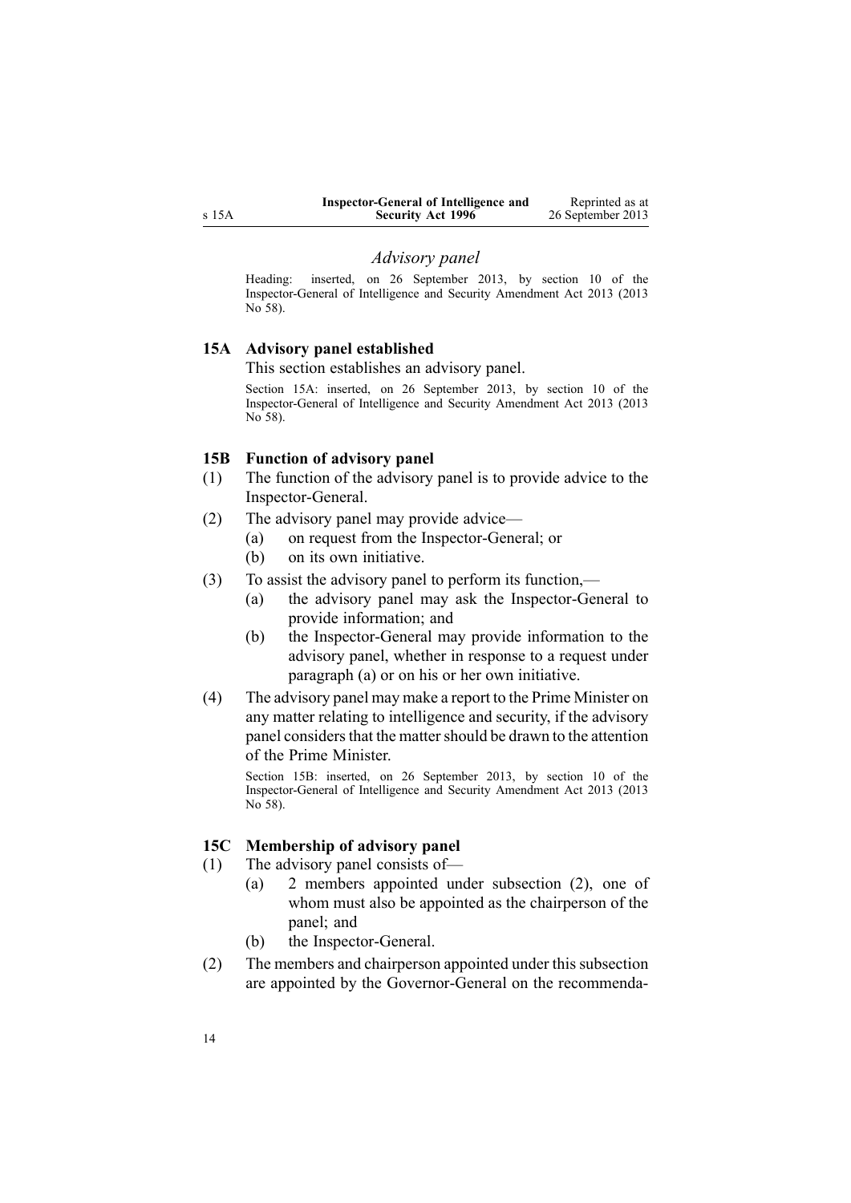### *Advisory panel*

Heading: inserted, on 26 September 2013, by section 10 of the Inspector-General of Intelligence and Security Amendment Act 2013 (2013 No 58).

#### 15A Advisory panel established

This section establishes an advisory panel.

Section 15A: inserted, on 26 September 2013, by section 10 of the Inspector-General of Intelligence and Security Amendment Act 2013 (2013 No 58).

#### 15B Function of advisory panel

(1) The function of the advisory panel is to provide advice to the Inspector-General.

(2) The advisory panel may provide advice—

- (a) on request from the Inspector-General; or
- (b) on its own initiative.

(3) To assist the advisory panel to perform its function,—

- (a) the advisory panel may ask the Inspector-General to provide information; and
- (b) the Inspector-General may provide information to the advisory panel, whether in response to a request under paragraph (a) or on his or her own initiative.

(4) The advisory panel may make a report to the Prime Minister on any matter relating to intelligence and security, if the advisory panel considers that the matter should be drawn to the attention of the Prime Minister.

Section 15B: inserted, on 26 September 2013, by section 10 of the Inspector-General of Intelligence and Security Amendment Act 2013 (2013 No 58).

#### 15C Membership of advisory panel

(1) The advisory panel consists of—

- (a) 2 members appointed under subsection (2), one of whom must also be appointed as the chairperson of the panel; and
- (b) the Inspector-General.

(2) The members and chairperson appointed under this subsection are appointed by the Governor-General on the recommenda-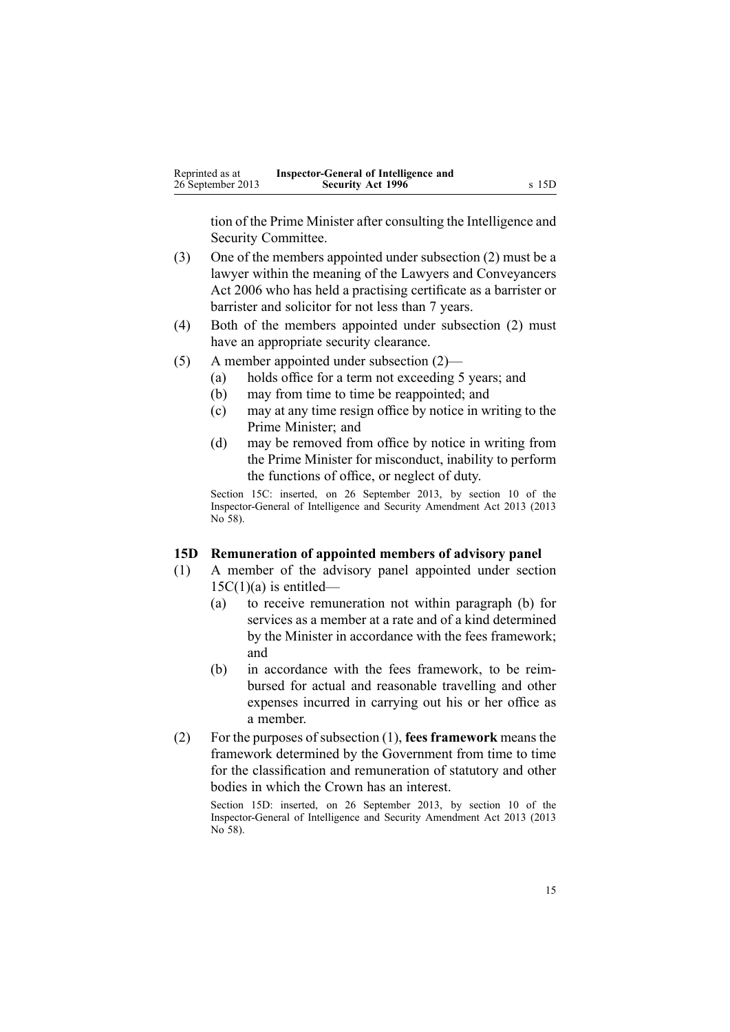tion of the Prime Minister after consulting the Intelligence and Security Committee.

(3) One of the members appointed under subsection (2) must be a lawyer within the meaning of the Lawyers and Conveyancers Act 2006 who has held a practising certificate as a barrister or barrister and solicitor for not less than 7 years.

(4) Both of the members appointed under subsection (2) must have an appropriate security clearance.

(5) A member appointed under subsection (2)—

(a) holds office for a term not exceeding 5 years; and

(b) may from time to time be reappointed; and

(c) may at any time resign office by notice in writing to the Prime Minister; and

(d) may be removed from office by notice in writing from the Prime Minister for misconduct, inability to perform the functions of office, or neglect of duty.

Section 15C: inserted, on 26 September 2013, by section 10 of the Inspector-General of Intelligence and Security Amendment Act 2013 (2013 No 58).

### 15D Remuneration of appointed members of advisory panel

(1) A member of the advisory panel appointed under section 15C(1)(a) is entitled—

(a) to receive remuneration not within paragraph (b) for services as a member at a rate and of a kind determined by the Minister in accordance with the fees framework; and

(b) in accordance with the fees framework, to be reimbursed for actual and reasonable travelling and other expenses incurred in carrying out his or her office as a member.

(2) For the purposes of subsection (1), **fees framework** means the framework determined by the Government from time to time for the classification and remuneration of statutory and other bodies in which the Crown has an interest.

Section 15D: inserted, on 26 September 2013, by section 10 of the Inspector-General of Intelligence and Security Amendment Act 2013 (2013 No 58).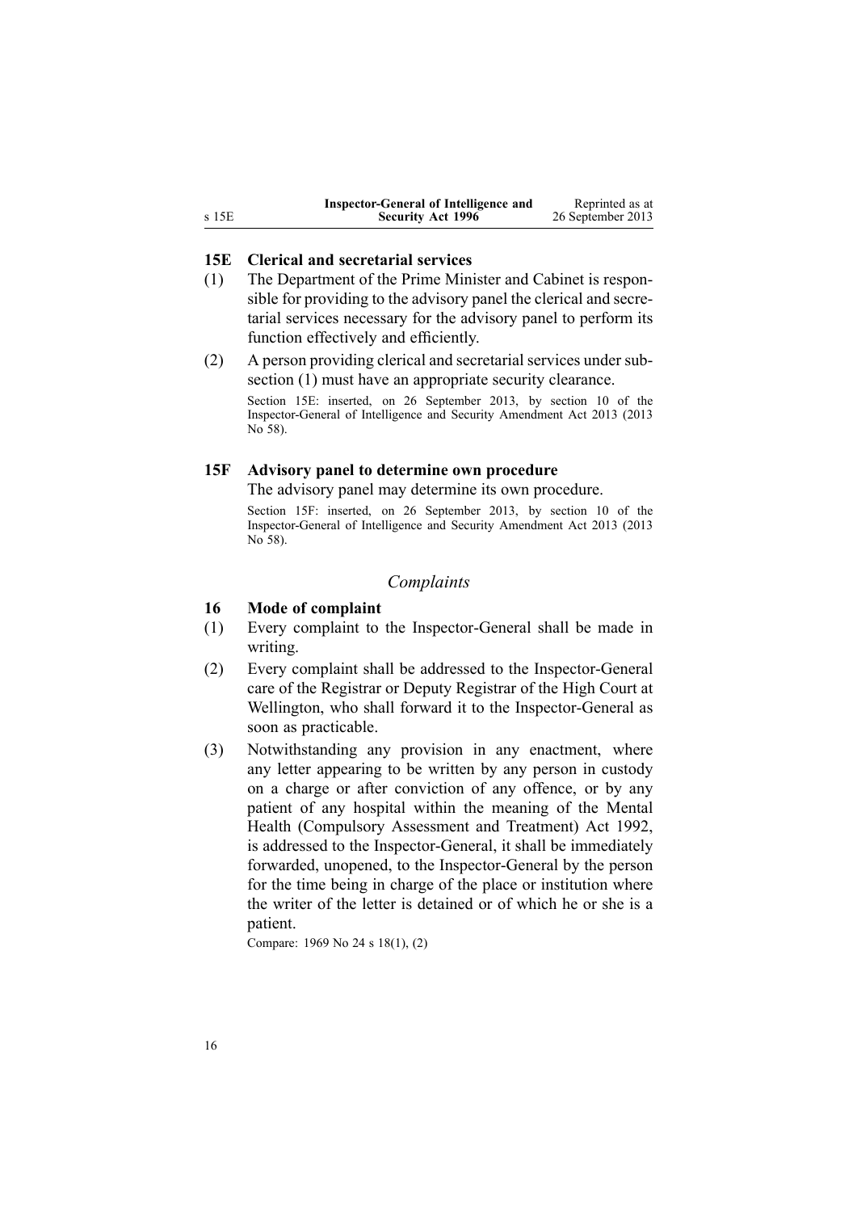### 15E Clerical and secretarial services

(1) The Department of the Prime Minister and Cabinet is responsible for providing to the advisory panel the clerical and secretarial services necessary for the advisory panel to perform its function effectively and efficiently.

(2) A person providing clerical and secretarial services under subsection (1) must have an appropriate security clearance.

Section 15E: inserted, on 26 September 2013, by section 10 of the Inspector-General of Intelligence and Security Amendment Act 2013 (2013 No 58).

### 15F Advisory panel to determine own procedure

The advisory panel may determine its own procedure.

Section 15F: inserted, on 26 September 2013, by section 10 of the Inspector-General of Intelligence and Security Amendment Act 2013 (2013 No 58).

## *Complaints*

### 16 Mode of complaint

(1) Every complaint to the Inspector-General shall be made in writing.

(2) Every complaint shall be addressed to the Inspector-General care of the Registrar or Deputy Registrar of the High Court at Wellington, who shall forward it to the Inspector-General as soon as practicable.

(3) Notwithstanding any provision in any enactment, where any letter appearing to be written by any person in custody on a charge or after conviction of any offence, or by any patient of any hospital within the meaning of the Mental Health (Compulsory Assessment and Treatment) Act 1992, is addressed to the Inspector-General, it shall be immediately forwarded, unopened, to the Inspector-General by the person for the time being in charge of the place or institution where the writer of the letter is detained or of which he or she is a patient.

Compare: 1969 No 24 s 18(1), (2)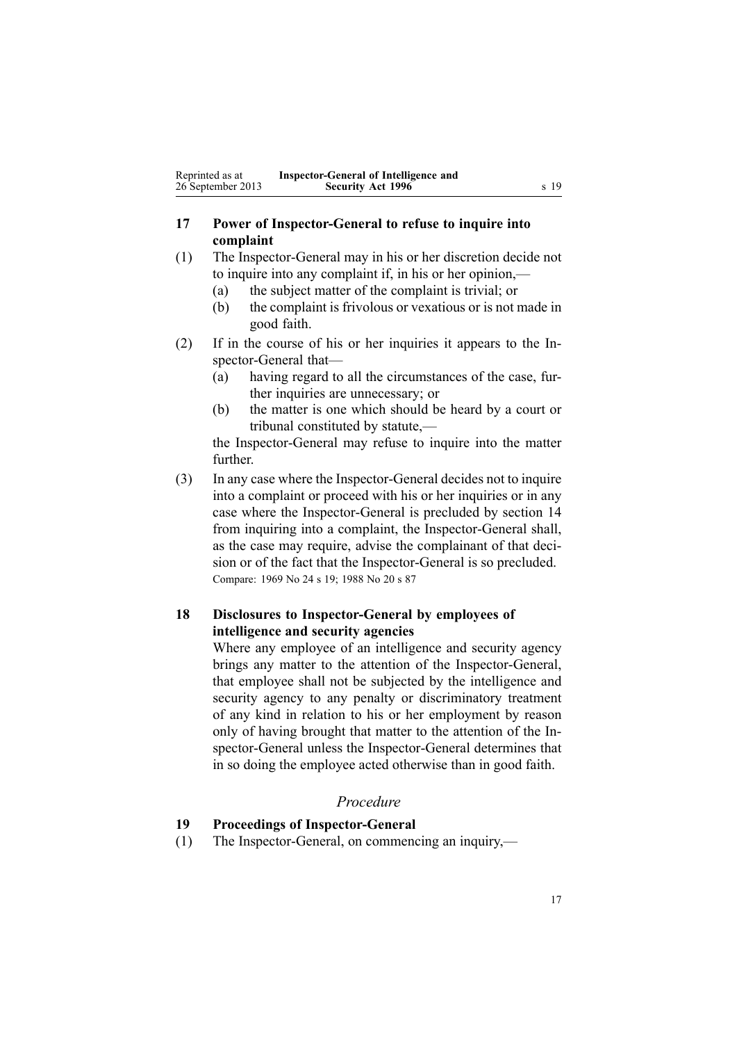## 17 Power of Inspector-General to refuse to inquire into complaint

(1) The Inspector-General may in his or her discretion decide not to inquire into any complaint if, in his or her opinion,—

  (a) the subject matter of the complaint is trivial; or

  (b) the complaint is frivolous or vexatious or is not made in good faith.

(2) If in the course of his or her inquiries it appears to the Inspector-General that—

  (a) having regard to all the circumstances of the case, further inquiries are unnecessary; or

  (b) the matter is one which should be heard by a court or tribunal constituted by statute,—

  the Inspector-General may refuse to inquire into the matter further.

(3) In any case where the Inspector-General decides not to inquire into a complaint or proceed with his or her inquiries or in any case where the Inspector-General is precluded by section 14 from inquiring into a complaint, the Inspector-General shall, as the case may require, advise the complainant of that decision or of the fact that the Inspector-General is so precluded.

Compare: 1969 No 24 s 19; 1988 No 20 s 87

## 18 Disclosures to Inspector-General by employees of intelligence and security agencies

Where any employee of an intelligence and security agency brings any matter to the attention of the Inspector-General, that employee shall not be subjected by the intelligence and security agency to any penalty or discriminatory treatment of any kind in relation to his or her employment by reason only of having brought that matter to the attention of the Inspector-General unless the Inspector-General determines that in so doing the employee acted otherwise than in good faith.

### *Procedure*

## 19 Proceedings of Inspector-General

(1) The Inspector-General, on commencing an inquiry,—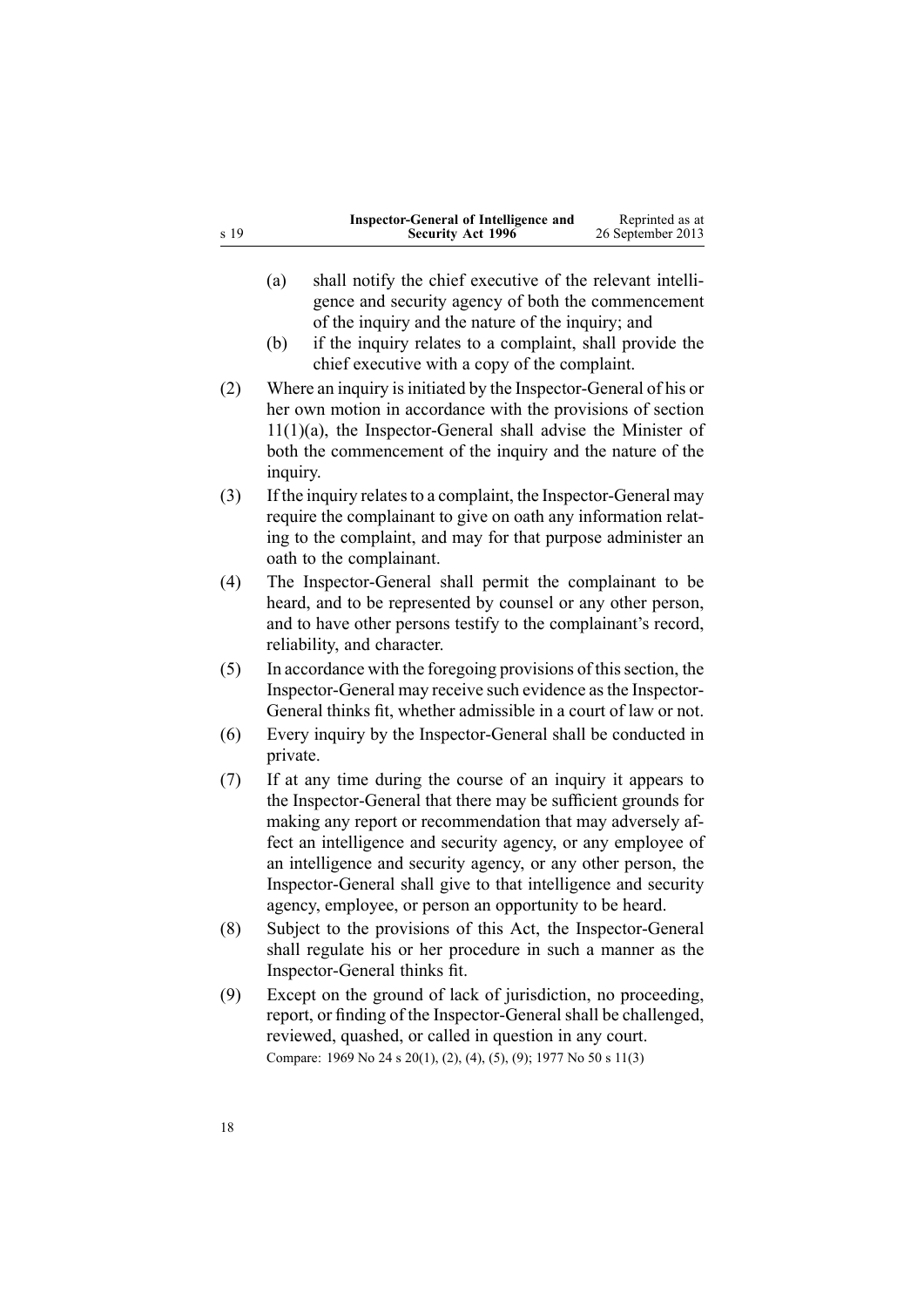(a) shall notify the chief executive of the relevant intelligence and security agency of both the commencement of the inquiry and the nature of the inquiry; and

(b) if the inquiry relates to a complaint, shall provide the chief executive with a copy of the complaint.

(2) Where an inquiry is initiated by the Inspector-General of his or her own motion in accordance with the provisions of section 11(1)(a), the Inspector-General shall advise the Minister of both the commencement of the inquiry and the nature of the inquiry.

(3) If the inquiry relates to a complaint, the Inspector-General may require the complainant to give on oath any information relating to the complaint, and may for that purpose administer an oath to the complainant.

(4) The Inspector-General shall permit the complainant to be heard, and to be represented by counsel or any other person, and to have other persons testify to the complainant's record, reliability, and character.

(5) In accordance with the foregoing provisions of this section, the Inspector-General may receive such evidence as the Inspector-General thinks fit, whether admissible in a court of law or not.

(6) Every inquiry by the Inspector-General shall be conducted in private.

(7) If at any time during the course of an inquiry it appears to the Inspector-General that there may be sufficient grounds for making any report or recommendation that may adversely affect an intelligence and security agency, or any employee of an intelligence and security agency, or any other person, the Inspector-General shall give to that intelligence and security agency, employee, or person an opportunity to be heard.

(8) Subject to the provisions of this Act, the Inspector-General shall regulate his or her procedure in such a manner as the Inspector-General thinks fit.

(9) Except on the ground of lack of jurisdiction, no proceeding, report, or finding of the Inspector-General shall be challenged, reviewed, quashed, or called in question in any court.

Compare: 1969 No 24 s 20(1), (2), (4), (5), (9); 1977 No 50 s 11(3)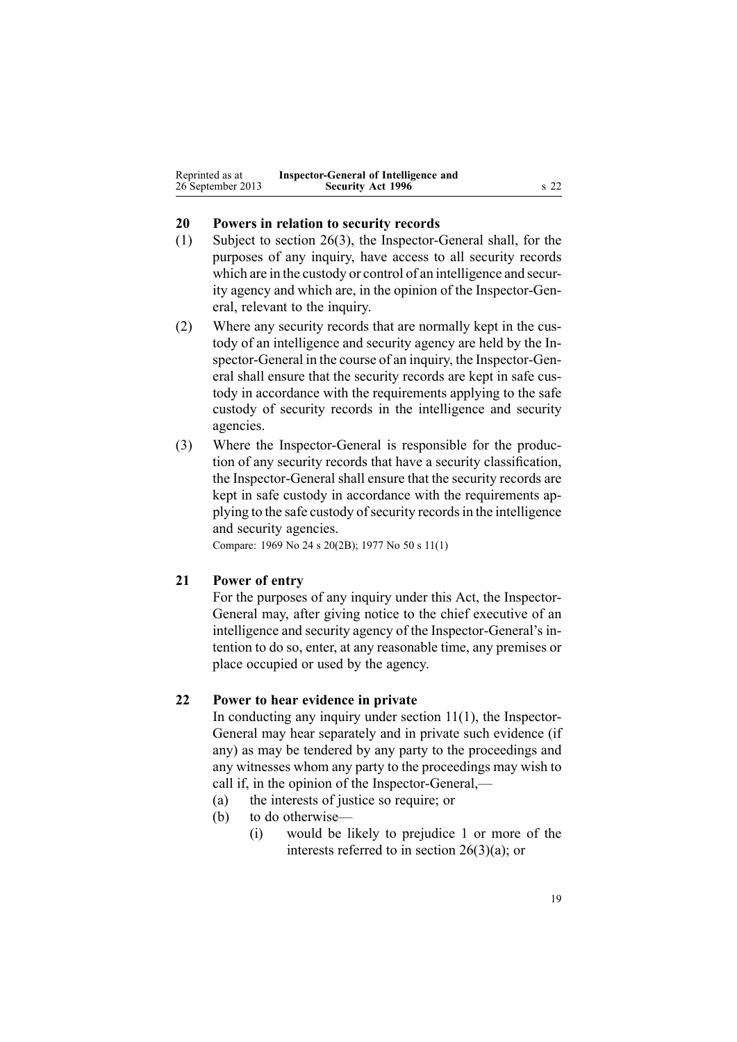## 20 Powers in relation to security records

(1) Subject to section 26(3), the Inspector-General shall, for the purposes of any inquiry, have access to all security records which are in the custody or control of an intelligence and security agency and which are, in the opinion of the Inspector-General, relevant to the inquiry.

(2) Where any security records that are normally kept in the custody of an intelligence and security agency are held by the Inspector-General in the course of an inquiry, the Inspector-General shall ensure that the security records are kept in safe custody in accordance with the requirements applying to the safe custody of security records in the intelligence and security agencies.

(3) Where the Inspector-General is responsible for the production of any security records that have a security classification, the Inspector-General shall ensure that the security records are kept in safe custody in accordance with the requirements applying to the safe custody of security records in the intelligence and security agencies.

Compare: 1969 No 24 s 20(2B); 1977 No 50 s 11(1)

## 21 Power of entry

For the purposes of any inquiry under this Act, the Inspector-General may, after giving notice to the chief executive of an intelligence and security agency of the Inspector-General's intention to do so, enter, at any reasonable time, any premises or place occupied or used by the agency.

## 22 Power to hear evidence in private

In conducting any inquiry under section 11(1), the Inspector-General may hear separately and in private such evidence (if any) as may be tendered by any party to the proceedings and any witnesses whom any party to the proceedings may wish to call if, in the opinion of the Inspector-General,—

(a) the interests of justice so require; or

(b) to do otherwise—

 (i) would be likely to prejudice 1 or more of the interests referred to in section 26(3)(a); or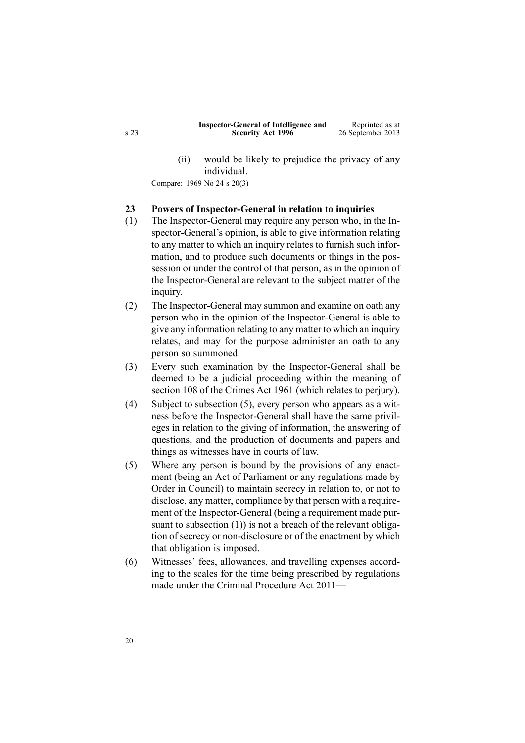(ii) would be likely to prejudice the privacy of any individual.

Compare: 1969 No 24 s 20(3)

### 23 Powers of Inspector-General in relation to inquiries

(1) The Inspector-General may require any person who, in the Inspector-General's opinion, is able to give information relating to any matter to which an inquiry relates to furnish such information, and to produce such documents or things in the possession or under the control of that person, as in the opinion of the Inspector-General are relevant to the subject matter of the inquiry.

(2) The Inspector-General may summon and examine on oath any person who in the opinion of the Inspector-General is able to give any information relating to any matter to which an inquiry relates, and may for the purpose administer an oath to any person so summoned.

(3) Every such examination by the Inspector-General shall be deemed to be a judicial proceeding within the meaning of section 108 of the Crimes Act 1961 (which relates to perjury).

(4) Subject to subsection (5), every person who appears as a witness before the Inspector-General shall have the same privileges in relation to the giving of information, the answering of questions, and the production of documents and papers and things as witnesses have in courts of law.

(5) Where any person is bound by the provisions of any enactment (being an Act of Parliament or any regulations made by Order in Council) to maintain secrecy in relation to, or not to disclose, any matter, compliance by that person with a requirement of the Inspector-General (being a requirement made pursuant to subsection (1)) is not a breach of the relevant obligation of secrecy or non-disclosure or of the enactment by which that obligation is imposed.

(6) Witnesses' fees, allowances, and travelling expenses according to the scales for the time being prescribed by regulations made under the Criminal Procedure Act 2011—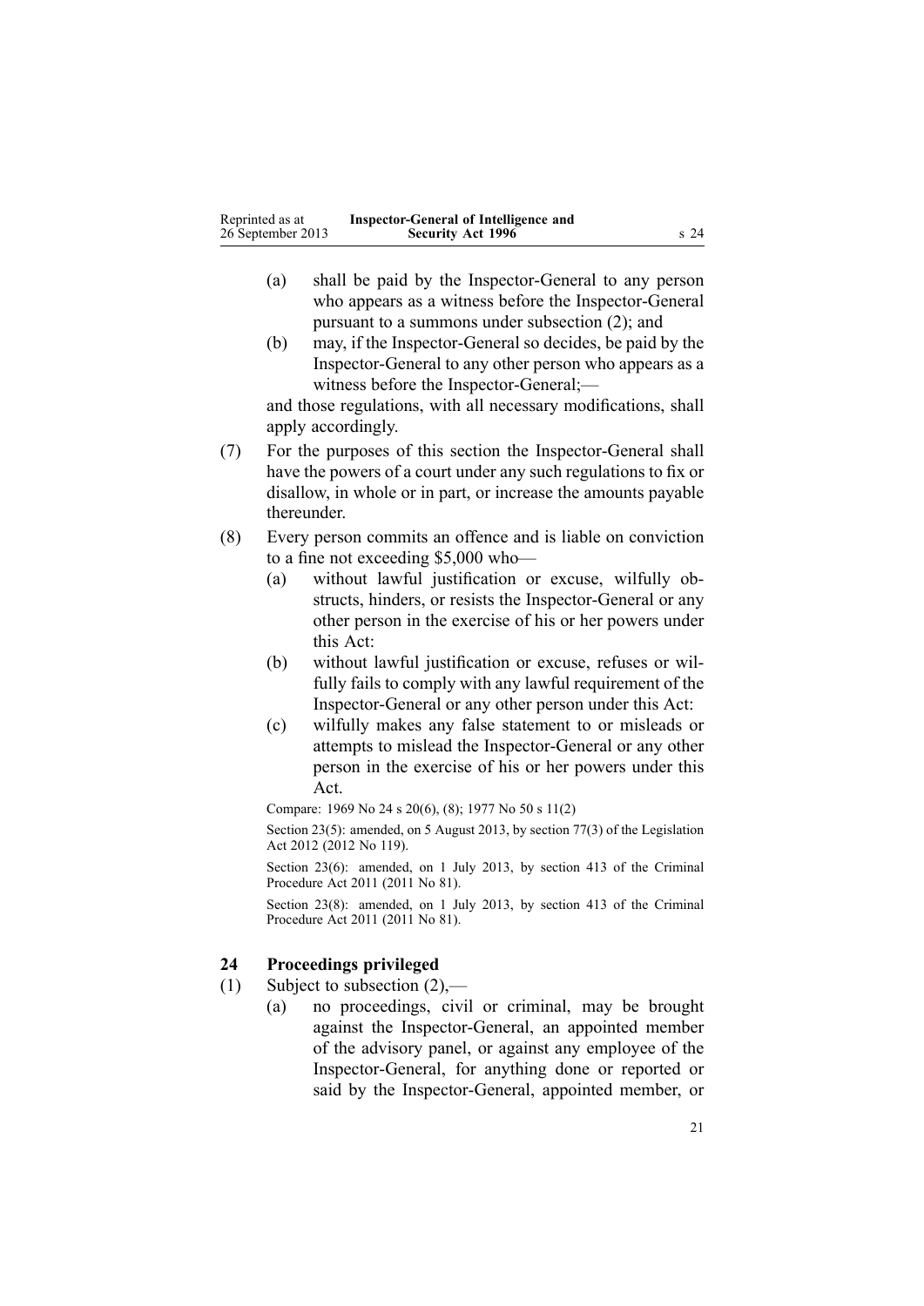(a) shall be paid by the Inspector-General to any person who appears as a witness before the Inspector-General pursuant to a summons under subsection (2); and

(b) may, if the Inspector-General so decides, be paid by the Inspector-General to any other person who appears as a witness before the Inspector-General;—

and those regulations, with all necessary modifications, shall apply accordingly.

(7) For the purposes of this section the Inspector-General shall have the powers of a court under any such regulations to fix or disallow, in whole or in part, or increase the amounts payable thereunder.

(8) Every person commits an offence and is liable on conviction to a fine not exceeding $5,000 who—

(a) without lawful justification or excuse, wilfully obstructs, hinders, or resists the Inspector-General or any other person in the exercise of his or her powers under this Act:

(b) without lawful justification or excuse, refuses or wilfully fails to comply with any lawful requirement of the Inspector-General or any other person under this Act:

(c) wilfully makes any false statement to or misleads or attempts to mislead the Inspector-General or any other person in the exercise of his or her powers under this Act.

Compare: 1969 No 24 s 20(6), (8); 1977 No 50 s 11(2)

Section 23(5): amended, on 5 August 2013, by section 77(3) of the Legislation Act 2012 (2012 No 119).

Section 23(6): amended, on 1 July 2013, by section 413 of the Criminal Procedure Act 2011 (2011 No 81).

Section 23(8): amended, on 1 July 2013, by section 413 of the Criminal Procedure Act 2011 (2011 No 81).

### 24 Proceedings privileged

(1) Subject to subsection (2),—

(a) no proceedings, civil or criminal, may be brought against the Inspector-General, an appointed member of the advisory panel, or against any employee of the Inspector-General, for anything done or reported or said by the Inspector-General, appointed member, or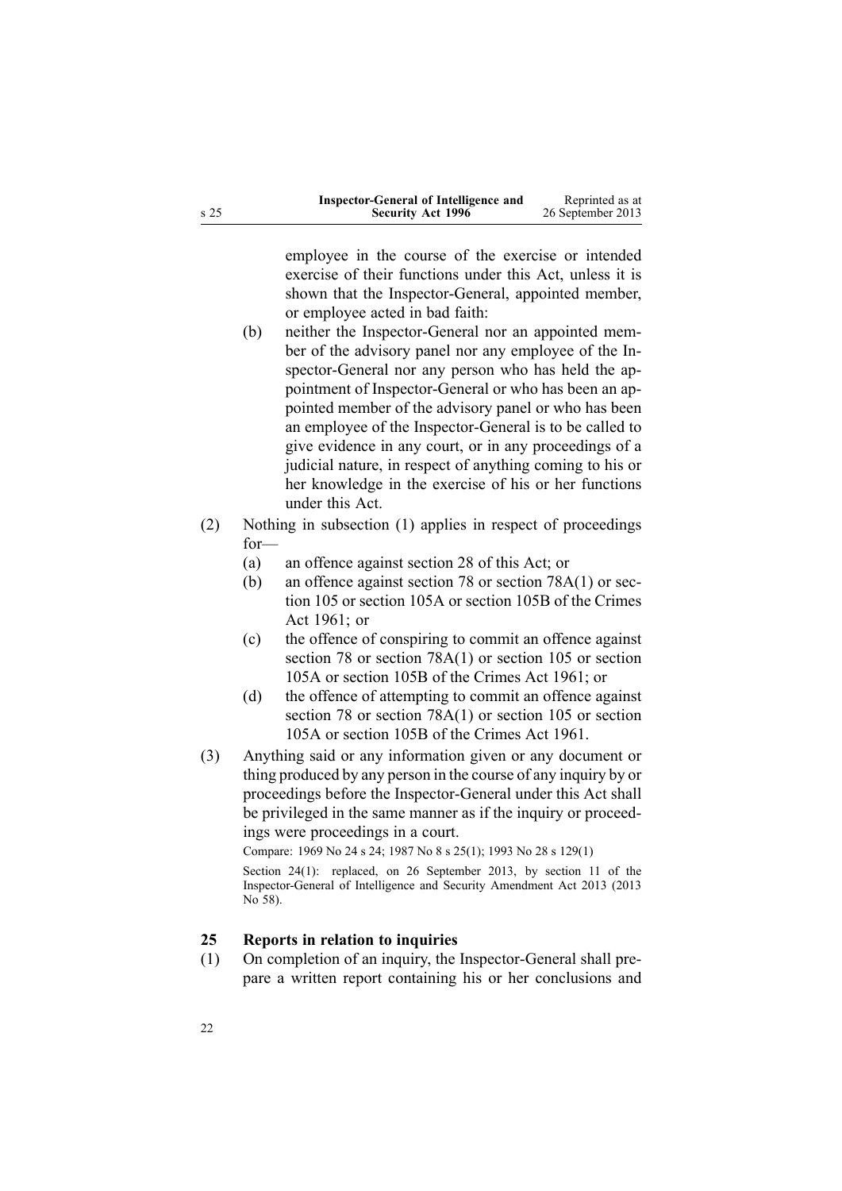employee in the course of the exercise or intended exercise of their functions under this Act, unless it is shown that the Inspector-General, appointed member, or employee acted in bad faith:

(b) neither the Inspector-General nor an appointed member of the advisory panel nor any employee of the Inspector-General nor any person who has held the appointment of Inspector-General or who has been an appointed member of the advisory panel or who has been an employee of the Inspector-General is to be called to give evidence in any court, or in any proceedings of a judicial nature, in respect of anything coming to his or her knowledge in the exercise of his or her functions under this Act.

(2) Nothing in subsection (1) applies in respect of proceedings for—

(a) an offence against section 28 of this Act; or

(b) an offence against section 78 or section 78A(1) or section 105 or section 105A or section 105B of the Crimes Act 1961; or

(c) the offence of conspiring to commit an offence against section 78 or section 78A(1) or section 105 or section 105A or section 105B of the Crimes Act 1961; or

(d) the offence of attempting to commit an offence against section 78 or section 78A(1) or section 105 or section 105A or section 105B of the Crimes Act 1961.

(3) Anything said or any information given or any document or thing produced by any person in the course of any inquiry by or proceedings before the Inspector-General under this Act shall be privileged in the same manner as if the inquiry or proceedings were proceedings in a court.

Compare: 1969 No 24 s 24; 1987 No 8 s 25(1); 1993 No 28 s 129(1)

Section 24(1): replaced, on 26 September 2013, by section 11 of the Inspector-General of Intelligence and Security Amendment Act 2013 (2013 No 58).

### 25 Reports in relation to inquiries

(1) On completion of an inquiry, the Inspector-General shall prepare a written report containing his or her conclusions and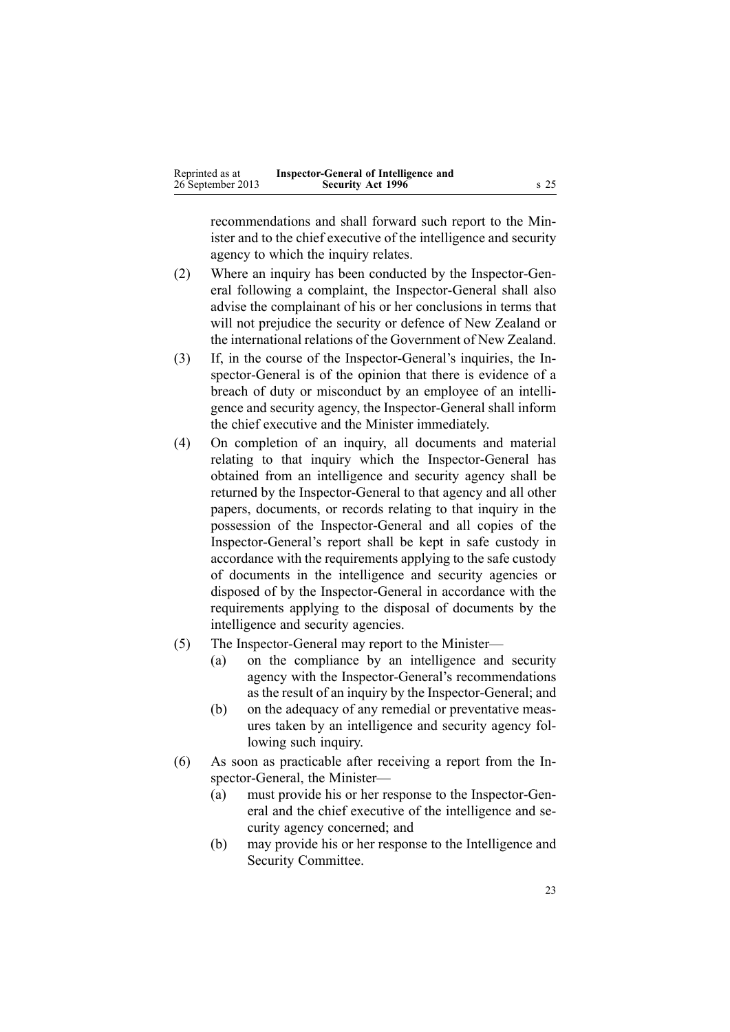recommendations and shall forward such report to the Minister and to the chief executive of the intelligence and security agency to which the inquiry relates.

(2) Where an inquiry has been conducted by the Inspector-General following a complaint, the Inspector-General shall also advise the complainant of his or her conclusions in terms that will not prejudice the security or defence of New Zealand or the international relations of the Government of New Zealand.

(3) If, in the course of the Inspector-General's inquiries, the Inspector-General is of the opinion that there is evidence of a breach of duty or misconduct by an employee of an intelligence and security agency, the Inspector-General shall inform the chief executive and the Minister immediately.

(4) On completion of an inquiry, all documents and material relating to that inquiry which the Inspector-General has obtained from an intelligence and security agency shall be returned by the Inspector-General to that agency and all other papers, documents, or records relating to that inquiry in the possession of the Inspector-General and all copies of the Inspector-General's report shall be kept in safe custody in accordance with the requirements applying to the safe custody of documents in the intelligence and security agencies or disposed of by the Inspector-General in accordance with the requirements applying to the disposal of documents by the intelligence and security agencies.

(5) The Inspector-General may report to the Minister—

- (a) on the compliance by an intelligence and security agency with the Inspector-General's recommendations as the result of an inquiry by the Inspector-General; and
- (b) on the adequacy of any remedial or preventative measures taken by an intelligence and security agency following such inquiry.

(6) As soon as practicable after receiving a report from the Inspector-General, the Minister—

- (a) must provide his or her response to the Inspector-General and the chief executive of the intelligence and security agency concerned; and
- (b) may provide his or her response to the Intelligence and Security Committee.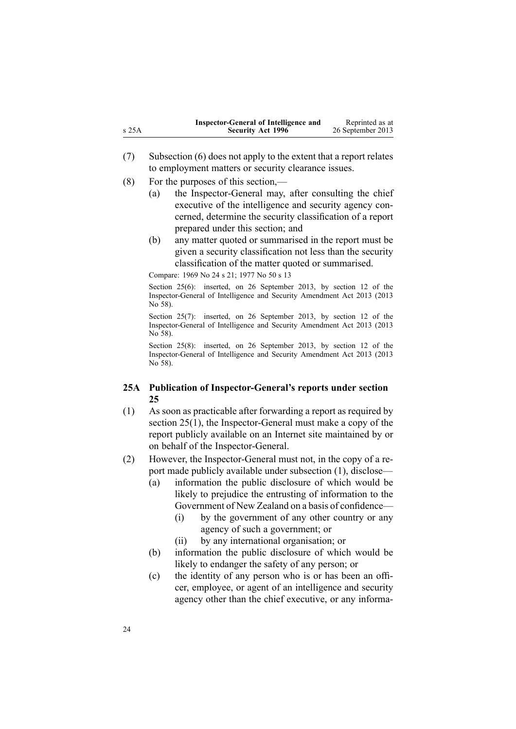(7) Subsection (6) does not apply to the extent that a report relates to employment matters or security clearance issues.

(8) For the purposes of this section,—

- (a) the Inspector-General may, after consulting the chief executive of the intelligence and security agency concerned, determine the security classification of a report prepared under this section; and
- (b) any matter quoted or summarised in the report must be given a security classification not less than the security classification of the matter quoted or summarised.

Compare: 1969 No 24 s 21; 1977 No 50 s 13

Section 25(6): inserted, on 26 September 2013, by section 12 of the Inspector-General of Intelligence and Security Amendment Act 2013 (2013 No 58).

Section 25(7): inserted, on 26 September 2013, by section 12 of the Inspector-General of Intelligence and Security Amendment Act 2013 (2013 No 58).

Section 25(8): inserted, on 26 September 2013, by section 12 of the Inspector-General of Intelligence and Security Amendment Act 2013 (2013 No 58).

### 25A Publication of Inspector-General's reports under section 25

(1) As soon as practicable after forwarding a report as required by section 25(1), the Inspector-General must make a copy of the report publicly available on an Internet site maintained by or on behalf of the Inspector-General.

(2) However, the Inspector-General must not, in the copy of a report made publicly available under subsection (1), disclose—

- (a) information the public disclosure of which would be likely to prejudice the entrusting of information to the Government of New Zealand on a basis of confidence—
  - (i) by the government of any other country or any agency of such a government; or
  - (ii) by any international organisation; or
- (b) information the public disclosure of which would be likely to endanger the safety of any person; or
- (c) the identity of any person who is or has been an officer, employee, or agent of an intelligence and security agency other than the chief executive, or any informa-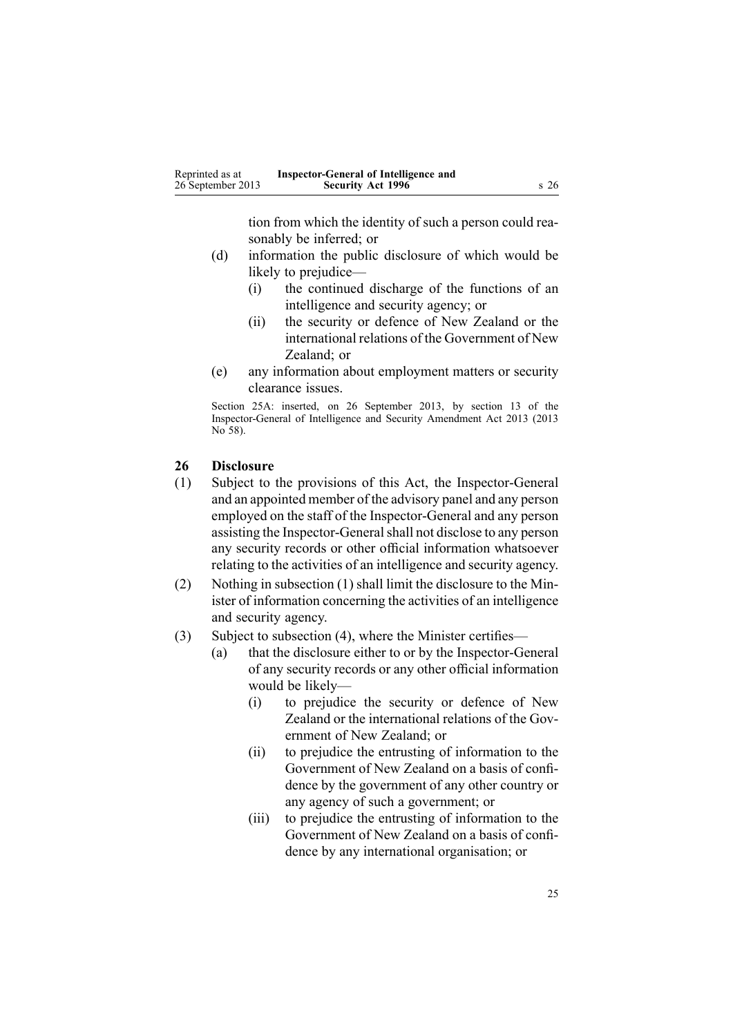tion from which the identity of such a person could reasonably be inferred; or

(d) information the public disclosure of which would be likely to prejudice—
  (i) the continued discharge of the functions of an intelligence and security agency; or
  (ii) the security or defence of New Zealand or the international relations of the Government of New Zealand; or

(e) any information about employment matters or security clearance issues.

Section 25A: inserted, on 26 September 2013, by section 13 of the Inspector-General of Intelligence and Security Amendment Act 2013 (2013 No 58).

## 26 Disclosure

(1) Subject to the provisions of this Act, the Inspector-General and an appointed member of the advisory panel and any person employed on the staff of the Inspector-General and any person assisting the Inspector-General shall not disclose to any person any security records or other official information whatsoever relating to the activities of an intelligence and security agency.

(2) Nothing in subsection (1) shall limit the disclosure to the Minister of information concerning the activities of an intelligence and security agency.

(3) Subject to subsection (4), where the Minister certifies—
  (a) that the disclosure either to or by the Inspector-General of any security records or any other official information would be likely—
    (i) to prejudice the security or defence of New Zealand or the international relations of the Government of New Zealand; or
    (ii) to prejudice the entrusting of information to the Government of New Zealand on a basis of confidence by the government of any other country or any agency of such a government; or
    (iii) to prejudice the entrusting of information to the Government of New Zealand on a basis of confidence by any international organisation; or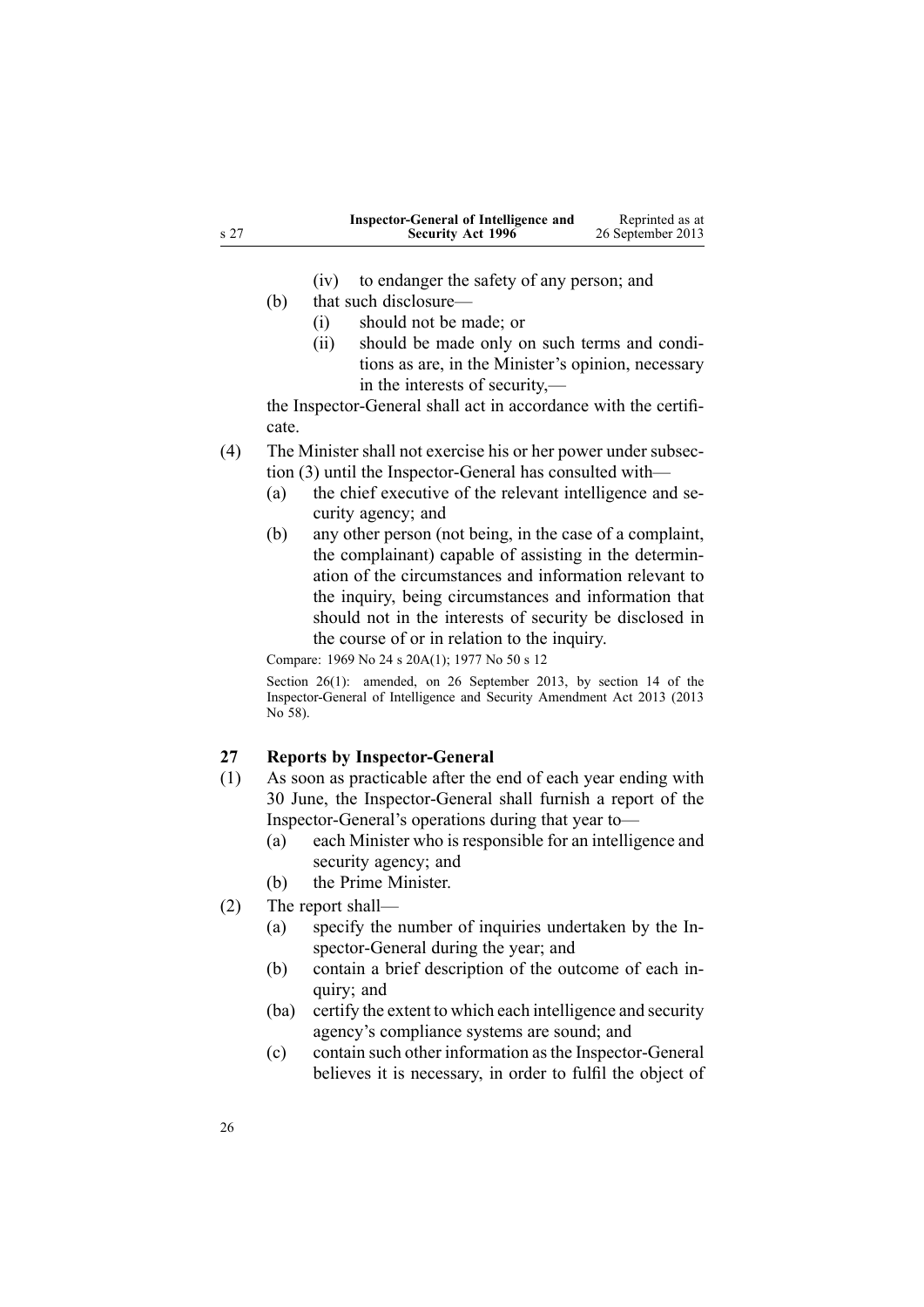(iv) to endanger the safety of any person; and

(b) that such disclosure—

(i) should not be made; or

(ii) should be made only on such terms and conditions as are, in the Minister's opinion, necessary in the interests of security,—

the Inspector-General shall act in accordance with the certificate.

(4) The Minister shall not exercise his or her power under subsection (3) until the Inspector-General has consulted with—

(a) the chief executive of the relevant intelligence and security agency; and

(b) any other person (not being, in the case of a complaint, the complainant) capable of assisting in the determination of the circumstances and information relevant to the inquiry, being circumstances and information that should not in the interests of security be disclosed in the course of or in relation to the inquiry.

Compare: 1969 No 24 s 20A(1); 1977 No 50 s 12

Section 26(1): amended, on 26 September 2013, by section 14 of the Inspector-General of Intelligence and Security Amendment Act 2013 (2013 No 58).

## 27 Reports by Inspector-General

(1) As soon as practicable after the end of each year ending with 30 June, the Inspector-General shall furnish a report of the Inspector-General's operations during that year to—

(a) each Minister who is responsible for an intelligence and security agency; and

(b) the Prime Minister.

(2) The report shall—

(a) specify the number of inquiries undertaken by the Inspector-General during the year; and

(b) contain a brief description of the outcome of each inquiry; and

(ba) certify the extent to which each intelligence and security agency's compliance systems are sound; and

(c) contain such other information as the Inspector-General believes it is necessary, in order to fulfil the object of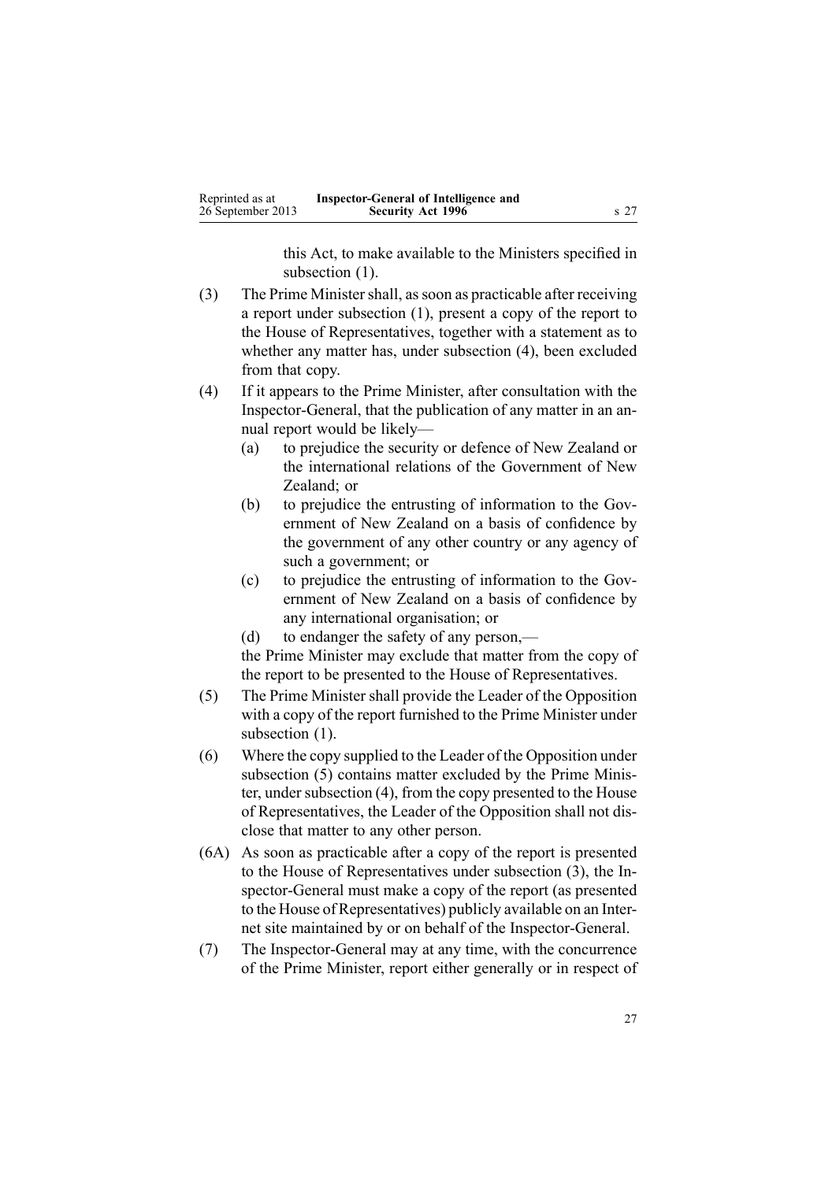this Act, to make available to the Ministers specified in subsection (1).

(3) The Prime Minister shall, as soon as practicable after receiving a report under subsection (1), present a copy of the report to the House of Representatives, together with a statement as to whether any matter has, under subsection (4), been excluded from that copy.

(4) If it appears to the Prime Minister, after consultation with the Inspector-General, that the publication of any matter in an annual report would be likely—

(a) to prejudice the security or defence of New Zealand or the international relations of the Government of New Zealand; or

(b) to prejudice the entrusting of information to the Government of New Zealand on a basis of confidence by the government of any other country or any agency of such a government; or

(c) to prejudice the entrusting of information to the Government of New Zealand on a basis of confidence by any international organisation; or

(d) to endanger the safety of any person,—

the Prime Minister may exclude that matter from the copy of the report to be presented to the House of Representatives.

(5) The Prime Minister shall provide the Leader of the Opposition with a copy of the report furnished to the Prime Minister under subsection (1).

(6) Where the copy supplied to the Leader of the Opposition under subsection (5) contains matter excluded by the Prime Minister, under subsection (4), from the copy presented to the House of Representatives, the Leader of the Opposition shall not disclose that matter to any other person.

(6A) As soon as practicable after a copy of the report is presented to the House of Representatives under subsection (3), the Inspector-General must make a copy of the report (as presented to the House of Representatives) publicly available on an Internet site maintained by or on behalf of the Inspector-General.

(7) The Inspector-General may at any time, with the concurrence of the Prime Minister, report either generally or in respect of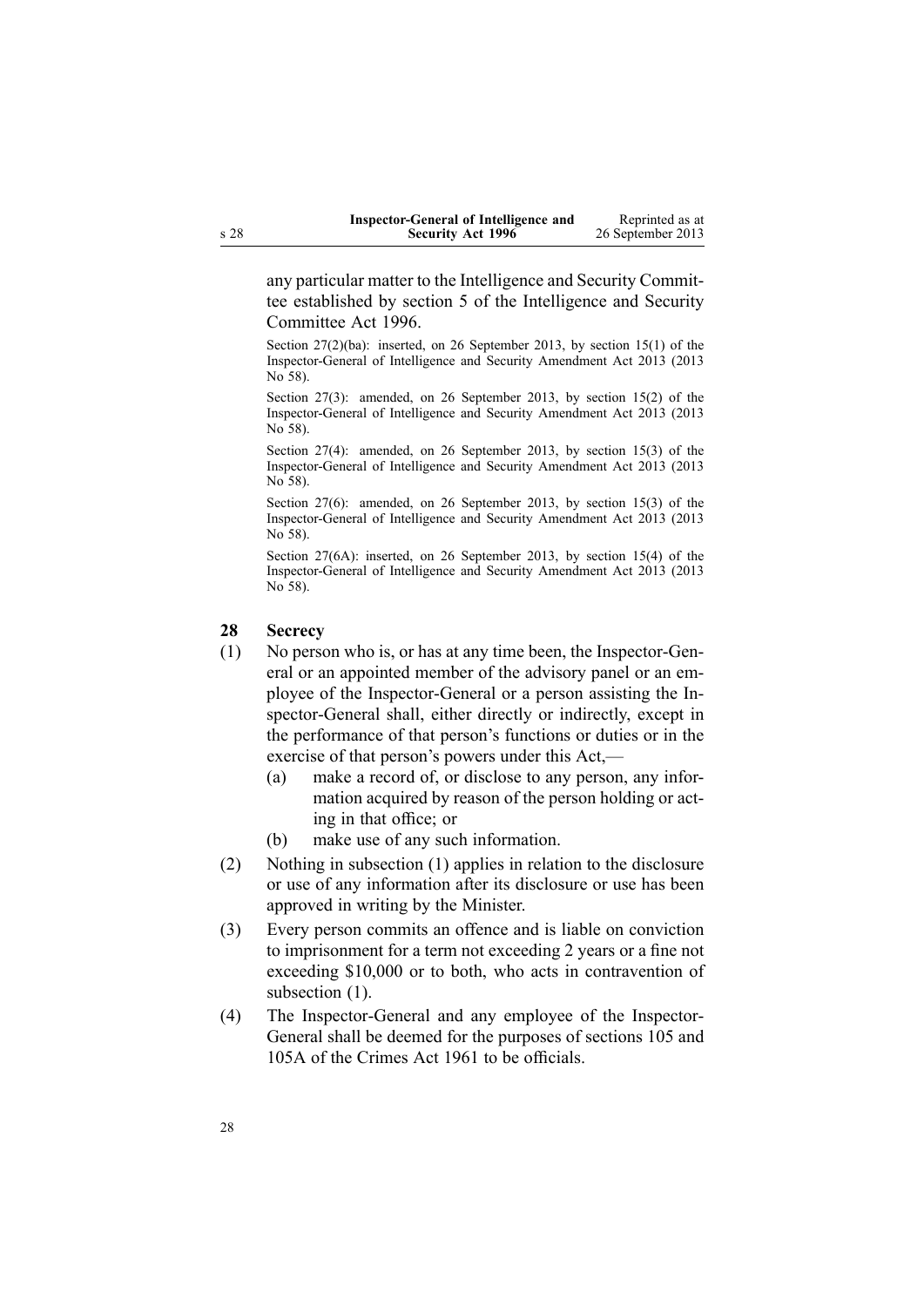any particular matter to the Intelligence and Security Committee established by section 5 of the Intelligence and Security Committee Act 1996.

Section 27(2)(ba): inserted, on 26 September 2013, by section 15(1) of the Inspector-General of Intelligence and Security Amendment Act 2013 (2013 No 58).

Section 27(3): amended, on 26 September 2013, by section 15(2) of the Inspector-General of Intelligence and Security Amendment Act 2013 (2013 No 58).

Section 27(4): amended, on 26 September 2013, by section 15(3) of the Inspector-General of Intelligence and Security Amendment Act 2013 (2013 No 58).

Section 27(6): amended, on 26 September 2013, by section 15(3) of the Inspector-General of Intelligence and Security Amendment Act 2013 (2013 No 58).

Section 27(6A): inserted, on 26 September 2013, by section 15(4) of the Inspector-General of Intelligence and Security Amendment Act 2013 (2013 No 58).

### 28 Secrecy

(1) No person who is, or has at any time been, the Inspector-General or an appointed member of the advisory panel or an employee of the Inspector-General or a person assisting the Inspector-General shall, either directly or indirectly, except in the performance of that person's functions or duties or in the exercise of that person's powers under this Act,—

- (a) make a record of, or disclose to any person, any information acquired by reason of the person holding or acting in that office; or
- (b) make use of any such information.

(2) Nothing in subsection (1) applies in relation to the disclosure or use of any information after its disclosure or use has been approved in writing by the Minister.

(3) Every person commits an offence and is liable on conviction to imprisonment for a term not exceeding 2 years or a fine not exceeding $10,000 or to both, who acts in contravention of subsection (1).

(4) The Inspector-General and any employee of the Inspector-General shall be deemed for the purposes of sections 105 and 105A of the Crimes Act 1961 to be officials.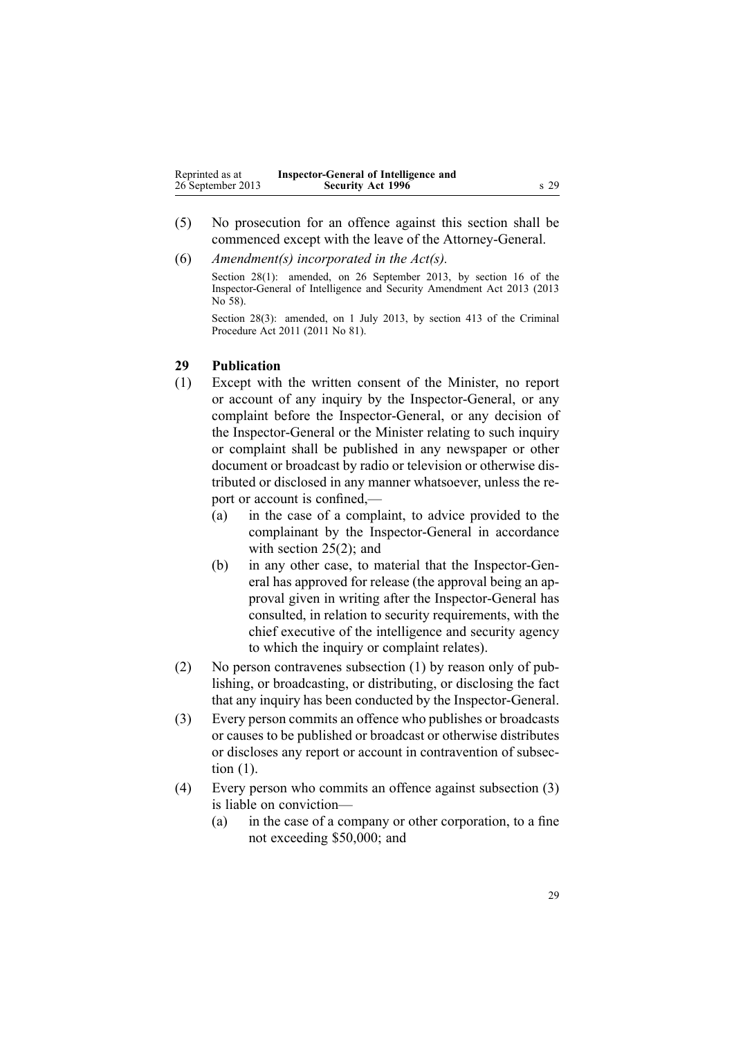(5) No prosecution for an offence against this section shall be commenced except with the leave of the Attorney-General.

(6) *Amendment(s) incorporated in the Act(s).*

Section 28(1): amended, on 26 September 2013, by section 16 of the Inspector-General of Intelligence and Security Amendment Act 2013 (2013 No 58).

Section 28(3): amended, on 1 July 2013, by section 413 of the Criminal Procedure Act 2011 (2011 No 81).

### 29 Publication

(1) Except with the written consent of the Minister, no report or account of any inquiry by the Inspector-General, or any complaint before the Inspector-General, or any decision of the Inspector-General or the Minister relating to such inquiry or complaint shall be published in any newspaper or other document or broadcast by radio or television or otherwise distributed or disclosed in any manner whatsoever, unless the report or account is confined,—

   (a) in the case of a complaint, to advice provided to the complainant by the Inspector-General in accordance with section 25(2); and

   (b) in any other case, to material that the Inspector-General has approved for release (the approval being an approval given in writing after the Inspector-General has consulted, in relation to security requirements, with the chief executive of the intelligence and security agency to which the inquiry or complaint relates).

(2) No person contravenes subsection (1) by reason only of publishing, or broadcasting, or distributing, or disclosing the fact that any inquiry has been conducted by the Inspector-General.

(3) Every person commits an offence who publishes or broadcasts or causes to be published or broadcast or otherwise distributes or discloses any report or account in contravention of subsection (1).

(4) Every person who commits an offence against subsection (3) is liable on conviction—

   (a) in the case of a company or other corporation, to a fine not exceeding $50,000; and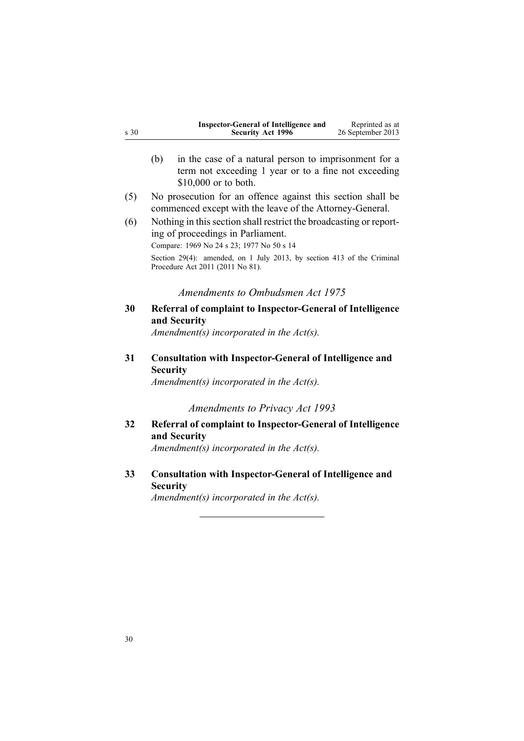(b) in the case of a natural person to imprisonment for a term not exceeding 1 year or to a fine not exceeding $10,000 or to both.

(5) No prosecution for an offence against this section shall be commenced except with the leave of the Attorney-General.

(6) Nothing in this section shall restrict the broadcasting or reporting of proceedings in Parliament.

Compare: 1969 No 24 s 23; 1977 No 50 s 14

Section 29(4): amended, on 1 July 2013, by section 413 of the Criminal Procedure Act 2011 (2011 No 81).

### *Amendments to Ombudsmen Act 1975*

**30 Referral of complaint to Inspector-General of Intelligence and Security**

*Amendment(s) incorporated in the Act(s).*

**31 Consultation with Inspector-General of Intelligence and Security**

*Amendment(s) incorporated in the Act(s).*

### *Amendments to Privacy Act 1993*

**32 Referral of complaint to Inspector-General of Intelligence and Security**

*Amendment(s) incorporated in the Act(s).*

**33 Consultation with Inspector-General of Intelligence and Security**

*Amendment(s) incorporated in the Act(s).*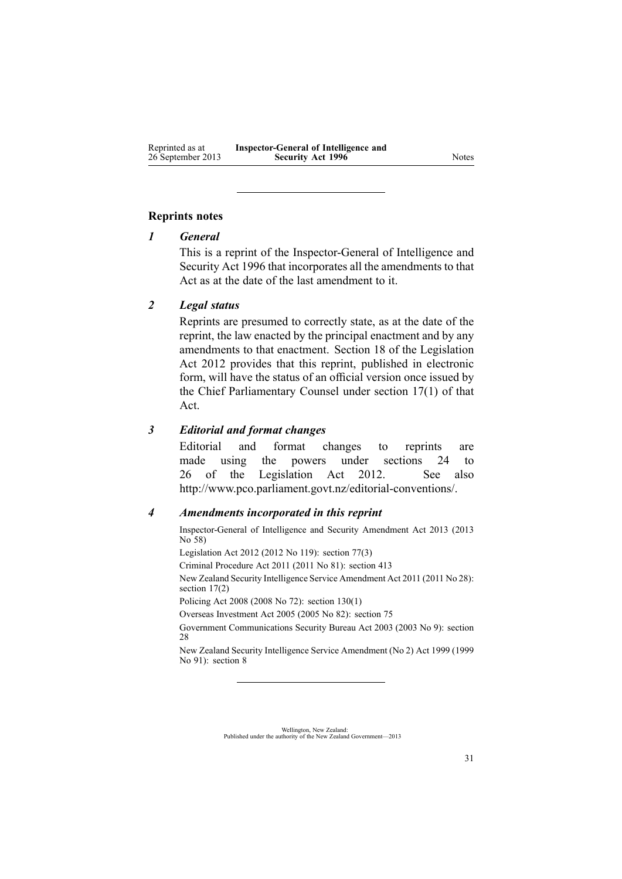## Reprints notes

### *1 General*

This is a reprint of the Inspector-General of Intelligence and Security Act 1996 that incorporates all the amendments to that Act as at the date of the last amendment to it.

### *2 Legal status*

Reprints are presumed to correctly state, as at the date of the reprint, the law enacted by the principal enactment and by any amendments to that enactment. Section 18 of the Legislation Act 2012 provides that this reprint, published in electronic form, will have the status of an official version once issued by the Chief Parliamentary Counsel under section 17(1) of that Act.

### *3 Editorial and format changes*

Editorial and format changes to reprints are made using the powers under sections 24 to 26 of the Legislation Act 2012. See also http://www.pco.parliament.govt.nz/editorial-conventions/.

### *4 Amendments incorporated in this reprint*

Inspector-General of Intelligence and Security Amendment Act 2013 (2013 No 58)

Legislation Act 2012 (2012 No 119): section 77(3)

Criminal Procedure Act 2011 (2011 No 81): section 413

New Zealand Security Intelligence Service Amendment Act 2011 (2011 No 28): section 17(2)

Policing Act 2008 (2008 No 72): section 130(1)

Overseas Investment Act 2005 (2005 No 82): section 75

Government Communications Security Bureau Act 2003 (2003 No 9): section 28

New Zealand Security Intelligence Service Amendment (No 2) Act 1999 (1999 No 91): section 8

Wellington, New Zealand:
Published under the authority of the New Zealand Government—2013